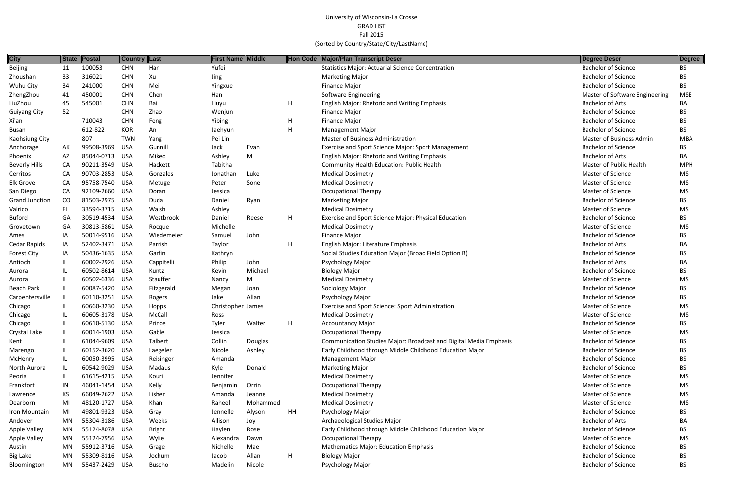University of Wisconsin-La Crosse
GRAD LIST
Fall 2015
(Sorted by Country/State/City/LastName)

| City | State | Postal | Country | Last | First Name | Middle | Hon Code | Major/Plan Transcript Descr | Degree Descr | Degree |
|---|---|---|---|---|---|---|---|---|---|---|
| Beijing | 11 | 100053 | CHN | Han | Yufei | | | Statistics Major: Actuarial Science Concentration | Bachelor of Science | BS |
| Zhoushan | 33 | 316021 | CHN | Xu | Jing | | | Marketing Major | Bachelor of Science | BS |
| Wuhu City | 34 | 241000 | CHN | Mei | Yingxue | | | Finance Major | Bachelor of Science | BS |
| ZhengZhou | 41 | 450001 | CHN | Chen | Han | | | Software Engineering | Master of Software Engineering | MSE |
| LiuZhou | 45 | 545001 | CHN | Bai | Liuyu | | H | English Major: Rhetoric and Writing Emphasis | Bachelor of Arts | BA |
| Guiyang City | 52 | | CHN | Zhao | Wenjun | | | Finance Major | Bachelor of Science | BS |
| Xi'an | | 710043 | CHN | Feng | Yibing | | H | Finance Major | Bachelor of Science | BS |
| Busan | | 612-822 | KOR | An | Jaehyun | | H | Management Major | Bachelor of Science | BS |
| Kaohsiung City | | 807 | TWN | Yang | Pei Lin | | | Master of Business Administration | Master of Business Admin | MBA |
| Anchorage | AK | 99508-3969 | USA | Gunnill | Jack | Evan | | Exercise and Sport Science Major: Sport Management | Bachelor of Science | BS |
| Phoenix | AZ | 85044-0713 | USA | Mikec | Ashley | M | | English Major: Rhetoric and Writing Emphasis | Bachelor of Arts | BA |
| Beverly Hills | CA | 90211-3549 | USA | Hackett | Tabitha | | | Community Health Education: Public Health | Master of Public Health | MPH |
| Cerritos | CA | 90703-2853 | USA | Gonzales | Jonathan | Luke | | Medical Dosimetry | Master of Science | MS |
| Elk Grove | CA | 95758-7540 | USA | Metuge | Peter | Sone | | Medical Dosimetry | Master of Science | MS |
| San Diego | CA | 92109-2660 | USA | Doran | Jessica | | | Occupational Therapy | Master of Science | MS |
| Grand Junction | CO | 81503-2975 | USA | Duda | Daniel | Ryan | | Marketing Major | Bachelor of Science | BS |
| Valrico | FL | 33594-3715 | USA | Walsh | Ashley | | | Medical Dosimetry | Master of Science | MS |
| Buford | GA | 30519-4534 | USA | Westbrook | Daniel | Reese | H | Exercise and Sport Science Major: Physical Education | Bachelor of Science | BS |
| Grovetown | GA | 30813-5861 | USA | Rocque | Michelle | | | Medical Dosimetry | Master of Science | MS |
| Ames | IA | 50014-9516 | USA | Wiedemeier | Samuel | John | | Finance Major | Bachelor of Science | BS |
| Cedar Rapids | IA | 52402-3471 | USA | Parrish | Taylor | | H | English Major: Literature Emphasis | Bachelor of Arts | BA |
| Forest City | IA | 50436-1635 | USA | Garfin | Kathryn | | | Social Studies Education Major (Broad Field Option B) | Bachelor of Science | BS |
| Antioch | IL | 60002-2926 | USA | Cappitelli | Philip | John | | Psychology Major | Bachelor of Arts | BA |
| Aurora | IL | 60502-8614 | USA | Kuntz | Kevin | Michael | | Biology Major | Bachelor of Science | BS |
| Aurora | IL | 60502-6336 | USA | Stauffer | Nancy | M | | Medical Dosimetry | Master of Science | MS |
| Beach Park | IL | 60087-5420 | USA | Fitzgerald | Megan | Joan | | Sociology Major | Bachelor of Science | BS |
| Carpentersville | IL | 60110-3251 | USA | Rogers | Jake | Allan | | Psychology Major | Bachelor of Science | BS |
| Chicago | IL | 60660-3230 | USA | Hopps | Christopher | James | | Exercise and Sport Science: Sport Administration | Master of Science | MS |
| Chicago | IL | 60605-3178 | USA | McCall | Ross | | | Medical Dosimetry | Master of Science | MS |
| Chicago | IL | 60610-5130 | USA | Prince | Tyler | Walter | H | Accountancy Major | Bachelor of Science | BS |
| Crystal Lake | IL | 60014-1903 | USA | Gable | Jessica | | | Occupational Therapy | Master of Science | MS |
| Kent | IL | 61044-9609 | USA | Talbert | Collin | Douglas | | Communication Studies Major: Broadcast and Digital Media Emphasis | Bachelor of Science | BS |
| Marengo | IL | 60152-3620 | USA | Laegeler | Nicole | Ashley | | Early Childhood through Middle Childhood Education Major | Bachelor of Science | BS |
| McHenry | IL | 60050-3995 | USA | Reisinger | Amanda | | | Management Major | Bachelor of Science | BS |
| North Aurora | IL | 60542-9029 | USA | Madaus | Kyle | Donald | | Marketing Major | Bachelor of Science | BS |
| Peoria | IL | 61615-4215 | USA | Kouri | Jennifer | | | Medical Dosimetry | Master of Science | MS |
| Frankfort | IN | 46041-1454 | USA | Kelly | Benjamin | Orrin | | Occupational Therapy | Master of Science | MS |
| Lawrence | KS | 66049-2622 | USA | Lisher | Amanda | Jeanne | | Medical Dosimetry | Master of Science | MS |
| Dearborn | MI | 48120-1727 | USA | Khan | Raheel | Mohammed | | Medical Dosimetry | Master of Science | MS |
| Iron Mountain | MI | 49801-9323 | USA | Gray | Jennelle | Alyson | HH | Psychology Major | Bachelor of Science | BS |
| Andover | MN | 55304-3186 | USA | Weeks | Allison | Joy | | Archaeological Studies Major | Bachelor of Arts | BA |
| Apple Valley | MN | 55124-8078 | USA | Bright | Haylen | Rose | | Early Childhood through Middle Childhood Education Major | Bachelor of Science | BS |
| Apple Valley | MN | 55124-7956 | USA | Wylie | Alexandra | Dawn | | Occupational Therapy | Master of Science | MS |
| Austin | MN | 55912-3716 | USA | Grage | Nichelle | Mae | | Mathematics Major: Education Emphasis | Bachelor of Science | BS |
| Big Lake | MN | 55309-8116 | USA | Jochum | Jacob | Allan | H | Biology Major | Bachelor of Science | BS |
| Bloomington | MN | 55437-2429 | USA | Buscho | Madelin | Nicole | | Psychology Major | Bachelor of Science | BS |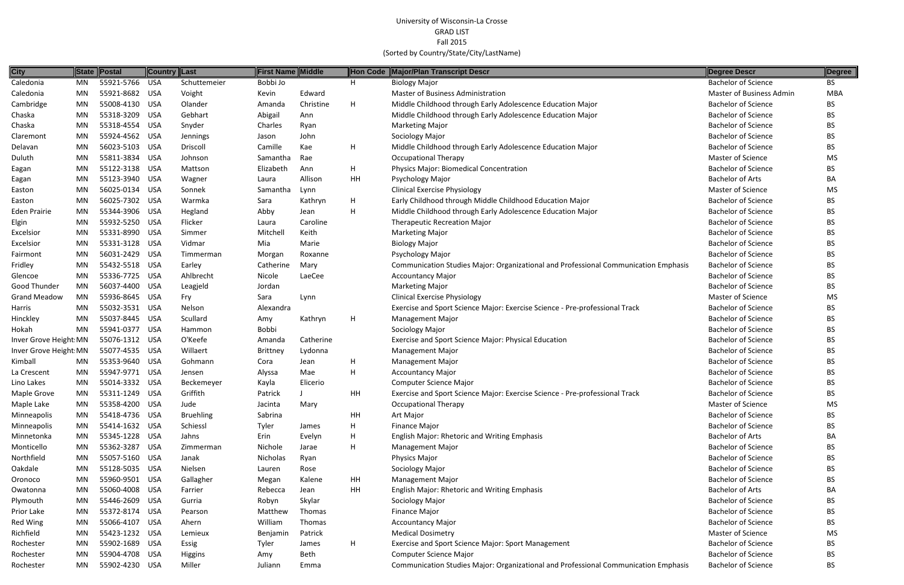University of Wisconsin-La Crosse
GRAD LIST
Fall 2015
(Sorted by Country/State/City/LastName)

| City | State | Postal | Country | Last | First Name | Middle | Hon Code | Major/Plan Transcript Descr | Degree Descr | Degree |
|---|---|---|---|---|---|---|---|---|---|---|
| Caledonia | MN | 55921-5766 | USA | Schuttemeier | Bobbi Jo | | H | Biology Major | Bachelor of Science | BS |
| Caledonia | MN | 55921-8682 | USA | Voight | Kevin | Edward | | Master of Business Administration | Master of Business Admin | MBA |
| Cambridge | MN | 55008-4130 | USA | Olander | Amanda | Christine | H | Middle Childhood through Early Adolescence Education Major | Bachelor of Science | BS |
| Chaska | MN | 55318-3209 | USA | Gebhart | Abigail | Ann | | Middle Childhood through Early Adolescence Education Major | Bachelor of Science | BS |
| Chaska | MN | 55318-4554 | USA | Snyder | Charles | Ryan | | Marketing Major | Bachelor of Science | BS |
| Claremont | MN | 55924-4562 | USA | Jennings | Jason | John | | Sociology Major | Bachelor of Science | BS |
| Delavan | MN | 56023-5103 | USA | Driscoll | Camille | Kae | H | Middle Childhood through Early Adolescence Education Major | Bachelor of Science | BS |
| Duluth | MN | 55811-3834 | USA | Johnson | Samantha | Rae | | Occupational Therapy | Master of Science | MS |
| Eagan | MN | 55122-3138 | USA | Mattson | Elizabeth | Ann | H | Physics Major: Biomedical Concentration | Bachelor of Science | BS |
| Eagan | MN | 55123-3940 | USA | Wagner | Laura | Allison | HH | Psychology Major | Bachelor of Arts | BA |
| Easton | MN | 56025-0134 | USA | Sonnek | Samantha | Lynn | | Clinical Exercise Physiology | Master of Science | MS |
| Easton | MN | 56025-7302 | USA | Warmka | Sara | Kathryn | H | Early Childhood through Middle Childhood Education Major | Bachelor of Science | BS |
| Eden Prairie | MN | 55344-3906 | USA | Hegland | Abby | Jean | H | Middle Childhood through Early Adolescence Education Major | Bachelor of Science | BS |
| Elgin | MN | 55932-5250 | USA | Flicker | Laura | Caroline | | Therapeutic Recreation Major | Bachelor of Science | BS |
| Excelsior | MN | 55331-8990 | USA | Simmer | Mitchell | Keith | | Marketing Major | Bachelor of Science | BS |
| Excelsior | MN | 55331-3128 | USA | Vidmar | Mia | Marie | | Biology Major | Bachelor of Science | BS |
| Fairmont | MN | 56031-2429 | USA | Timmerman | Morgan | Roxanne | | Psychology Major | Bachelor of Science | BS |
| Fridley | MN | 55432-5518 | USA | Earley | Catherine | Mary | | Communication Studies Major: Organizational and Professional Communication Emphasis | Bachelor of Science | BS |
| Glencoe | MN | 55336-7725 | USA | Ahlbrecht | Nicole | LaeCee | | Accountancy Major | Bachelor of Science | BS |
| Good Thunder | MN | 56037-4400 | USA | Leagjeld | Jordan | | | Marketing Major | Bachelor of Science | BS |
| Grand Meadow | MN | 55936-8645 | USA | Fry | Sara | Lynn | | Clinical Exercise Physiology | Master of Science | MS |
| Harris | MN | 55032-3531 | USA | Nelson | Alexandra | | | Exercise and Sport Science Major: Exercise Science - Pre-professional Track | Bachelor of Science | BS |
| Hinckley | MN | 55037-8445 | USA | Scullard | Amy | Kathryn | H | Management Major | Bachelor of Science | BS |
| Hokah | MN | 55941-0377 | USA | Hammon | Bobbi | | | Sociology Major | Bachelor of Science | BS |
| Inver Grove Height | MN | 55076-1312 | USA | O'Keefe | Amanda | Catherine | | Exercise and Sport Science Major: Physical Education | Bachelor of Science | BS |
| Inver Grove Height | MN | 55077-4535 | USA | Willaert | Brittney | Lydonna | | Management Major | Bachelor of Science | BS |
| Kimball | MN | 55353-9640 | USA | Gohmann | Cora | Jean | H | Management Major | Bachelor of Science | BS |
| La Crescent | MN | 55947-9771 | USA | Jensen | Alyssa | Mae | H | Accountancy Major | Bachelor of Science | BS |
| Lino Lakes | MN | 55014-3332 | USA | Beckemeyer | Kayla | Elicerio | | Computer Science Major | Bachelor of Science | BS |
| Maple Grove | MN | 55311-1249 | USA | Griffith | Patrick | J | HH | Exercise and Sport Science Major: Exercise Science - Pre-professional Track | Bachelor of Science | BS |
| Maple Lake | MN | 55358-4200 | USA | Jude | Jacinta | Mary | | Occupational Therapy | Master of Science | MS |
| Minneapolis | MN | 55418-4736 | USA | Bruehling | Sabrina | | HH | Art Major | Bachelor of Science | BS |
| Minneapolis | MN | 55414-1632 | USA | Schiessl | Tyler | James | H | Finance Major | Bachelor of Science | BS |
| Minnetonka | MN | 55345-1228 | USA | Jahns | Erin | Evelyn | H | English Major: Rhetoric and Writing Emphasis | Bachelor of Arts | BA |
| Monticello | MN | 55362-3287 | USA | Zimmerman | Nichole | Jarae | H | Management Major | Bachelor of Science | BS |
| Northfield | MN | 55057-5160 | USA | Janak | Nicholas | Ryan | | Physics Major | Bachelor of Science | BS |
| Oakdale | MN | 55128-5035 | USA | Nielsen | Lauren | Rose | | Sociology Major | Bachelor of Science | BS |
| Oronoco | MN | 55960-9501 | USA | Gallagher | Megan | Kalene | HH | Management Major | Bachelor of Science | BS |
| Owatonna | MN | 55060-4008 | USA | Farrier | Rebecca | Jean | HH | English Major: Rhetoric and Writing Emphasis | Bachelor of Arts | BA |
| Plymouth | MN | 55446-2609 | USA | Gurria | Robyn | Skylar | | Sociology Major | Bachelor of Science | BS |
| Prior Lake | MN | 55372-8174 | USA | Pearson | Matthew | Thomas | | Finance Major | Bachelor of Science | BS |
| Red Wing | MN | 55066-4107 | USA | Ahern | William | Thomas | | Accountancy Major | Bachelor of Science | BS |
| Richfield | MN | 55423-1232 | USA | Lemieux | Benjamin | Patrick | | Medical Dosimetry | Master of Science | MS |
| Rochester | MN | 55902-1689 | USA | Essig | Tyler | James | H | Exercise and Sport Science Major: Sport Management | Bachelor of Science | BS |
| Rochester | MN | 55904-4708 | USA | Higgins | Amy | Beth | | Computer Science Major | Bachelor of Science | BS |
| Rochester | MN | 55902-4230 | USA | Miller | Juliann | Emma | | Communication Studies Major: Organizational and Professional Communication Emphasis | Bachelor of Science | BS |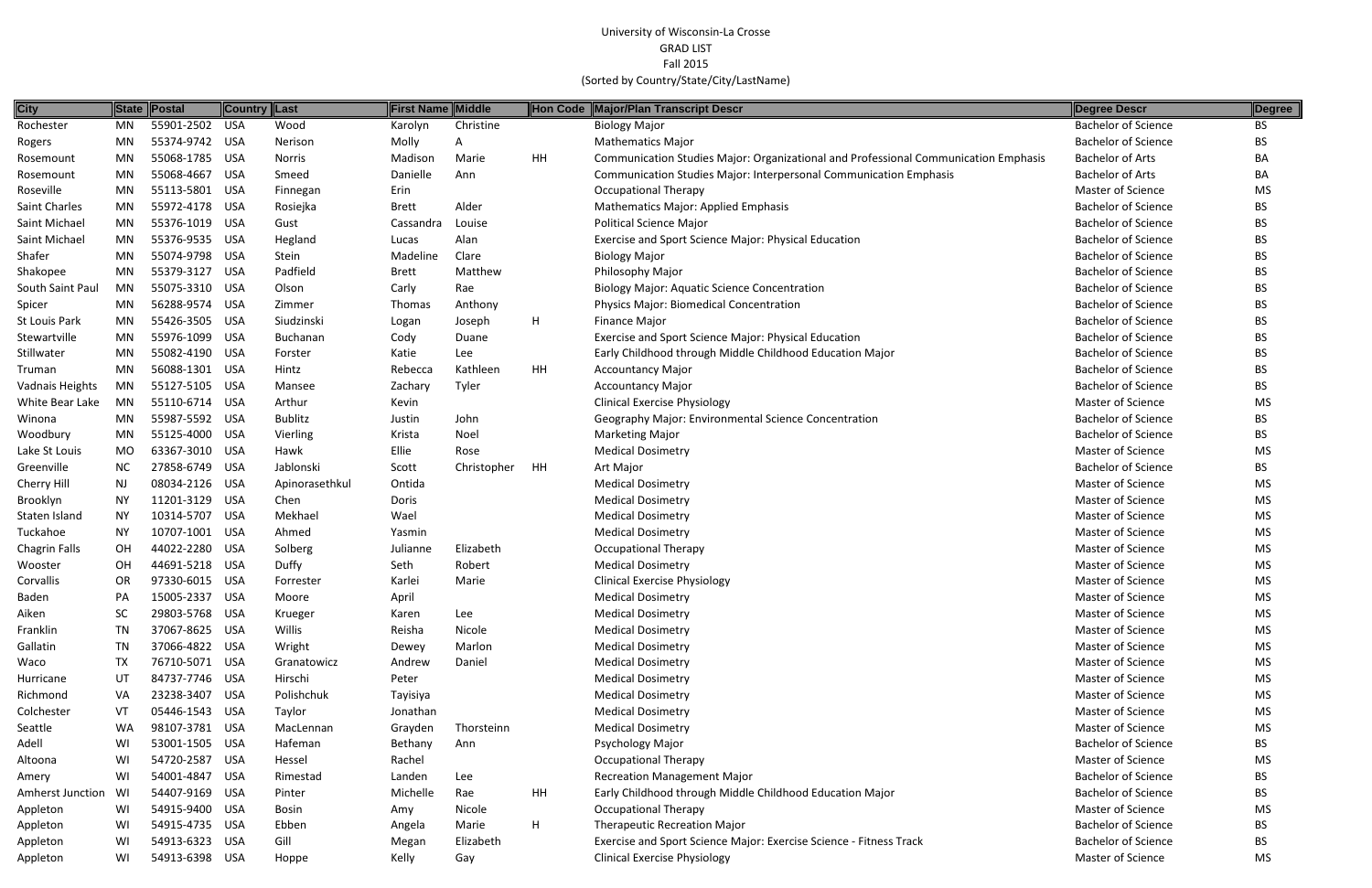University of Wisconsin-La Crosse
GRAD LIST
Fall 2015
(Sorted by Country/State/City/LastName)

| City | State | Postal | Country | Last | First Name | Middle | Hon Code | Major/Plan Transcript Descr | Degree Descr | Degree |
|---|---|---|---|---|---|---|---|---|---|---|
| Rochester | MN | 55901-2502 | USA | Wood | Karolyn | Christine | | Biology Major | Bachelor of Science | BS |
| Rogers | MN | 55374-9742 | USA | Nerison | Molly | A | | Mathematics Major | Bachelor of Science | BS |
| Rosemount | MN | 55068-1785 | USA | Norris | Madison | Marie | HH | Communication Studies Major: Organizational and Professional Communication Emphasis | Bachelor of Arts | BA |
| Rosemount | MN | 55068-4667 | USA | Smeed | Danielle | Ann | | Communication Studies Major: Interpersonal Communication Emphasis | Bachelor of Arts | BA |
| Roseville | MN | 55113-5801 | USA | Finnegan | Erin | | | Occupational Therapy | Master of Science | MS |
| Saint Charles | MN | 55972-4178 | USA | Rosiejka | Brett | Alder | | Mathematics Major: Applied Emphasis | Bachelor of Science | BS |
| Saint Michael | MN | 55376-1019 | USA | Gust | Cassandra | Louise | | Political Science Major | Bachelor of Science | BS |
| Saint Michael | MN | 55376-9535 | USA | Hegland | Lucas | Alan | | Exercise and Sport Science Major: Physical Education | Bachelor of Science | BS |
| Shafer | MN | 55074-9798 | USA | Stein | Madeline | Clare | | Biology Major | Bachelor of Science | BS |
| Shakopee | MN | 55379-3127 | USA | Padfield | Brett | Matthew | | Philosophy Major | Bachelor of Science | BS |
| South Saint Paul | MN | 55075-3310 | USA | Olson | Carly | Rae | | Biology Major: Aquatic Science Concentration | Bachelor of Science | BS |
| Spicer | MN | 56288-9574 | USA | Zimmer | Thomas | Anthony | | Physics Major: Biomedical Concentration | Bachelor of Science | BS |
| St Louis Park | MN | 55426-3505 | USA | Siudzinski | Logan | Joseph | H | Finance Major | Bachelor of Science | BS |
| Stewartville | MN | 55976-1099 | USA | Buchanan | Cody | Duane | | Exercise and Sport Science Major: Physical Education | Bachelor of Science | BS |
| Stillwater | MN | 55082-4190 | USA | Forster | Katie | Lee | | Early Childhood through Middle Childhood Education Major | Bachelor of Science | BS |
| Truman | MN | 56088-1301 | USA | Hintz | Rebecca | Kathleen | HH | Accountancy Major | Bachelor of Science | BS |
| Vadnais Heights | MN | 55127-5105 | USA | Mansee | Zachary | Tyler | | Accountancy Major | Bachelor of Science | BS |
| White Bear Lake | MN | 55110-6714 | USA | Arthur | Kevin | | | Clinical Exercise Physiology | Master of Science | MS |
| Winona | MN | 55987-5592 | USA | Bublitz | Justin | John | | Geography Major: Environmental Science Concentration | Bachelor of Science | BS |
| Woodbury | MN | 55125-4000 | USA | Vierling | Krista | Noel | | Marketing Major | Bachelor of Science | BS |
| Lake St Louis | MO | 63367-3010 | USA | Hawk | Ellie | Rose | | Medical Dosimetry | Master of Science | MS |
| Greenville | NC | 27858-6749 | USA | Jablonski | Scott | Christopher | HH | Art Major | Bachelor of Science | BS |
| Cherry Hill | NJ | 08034-2126 | USA | Apinorasethkul | Ontida | | | Medical Dosimetry | Master of Science | MS |
| Brooklyn | NY | 11201-3129 | USA | Chen | Doris | | | Medical Dosimetry | Master of Science | MS |
| Staten Island | NY | 10314-5707 | USA | Mekhael | Wael | | | Medical Dosimetry | Master of Science | MS |
| Tuckahoe | NY | 10707-1001 | USA | Ahmed | Yasmin | | | Medical Dosimetry | Master of Science | MS |
| Chagrin Falls | OH | 44022-2280 | USA | Solberg | Julianne | Elizabeth | | Occupational Therapy | Master of Science | MS |
| Wooster | OH | 44691-5218 | USA | Duffy | Seth | Robert | | Medical Dosimetry | Master of Science | MS |
| Corvallis | OR | 97330-6015 | USA | Forrester | Karlei | Marie | | Clinical Exercise Physiology | Master of Science | MS |
| Baden | PA | 15005-2337 | USA | Moore | April | | | Medical Dosimetry | Master of Science | MS |
| Aiken | SC | 29803-5768 | USA | Krueger | Karen | Lee | | Medical Dosimetry | Master of Science | MS |
| Franklin | TN | 37067-8625 | USA | Willis | Reisha | Nicole | | Medical Dosimetry | Master of Science | MS |
| Gallatin | TN | 37066-4822 | USA | Wright | Dewey | Marlon | | Medical Dosimetry | Master of Science | MS |
| Waco | TX | 76710-5071 | USA | Granatowicz | Andrew | Daniel | | Medical Dosimetry | Master of Science | MS |
| Hurricane | UT | 84737-7746 | USA | Hirschi | Peter | | | Medical Dosimetry | Master of Science | MS |
| Richmond | VA | 23238-3407 | USA | Polishchuk | Tayisiya | | | Medical Dosimetry | Master of Science | MS |
| Colchester | VT | 05446-1543 | USA | Taylor | Jonathan | | | Medical Dosimetry | Master of Science | MS |
| Seattle | WA | 98107-3781 | USA | MacLennan | Grayden | Thorsteinn | | Medical Dosimetry | Master of Science | MS |
| Adell | WI | 53001-1505 | USA | Hafeman | Bethany | Ann | | Psychology Major | Bachelor of Science | BS |
| Altoona | WI | 54720-2587 | USA | Hessel | Rachel | | | Occupational Therapy | Master of Science | MS |
| Amery | WI | 54001-4847 | USA | Rimestad | Landen | Lee | | Recreation Management Major | Bachelor of Science | BS |
| Amherst Junction | WI | 54407-9169 | USA | Pinter | Michelle | Rae | HH | Early Childhood through Middle Childhood Education Major | Bachelor of Science | BS |
| Appleton | WI | 54915-9400 | USA | Bosin | Amy | Nicole | | Occupational Therapy | Master of Science | MS |
| Appleton | WI | 54915-4735 | USA | Ebben | Angela | Marie | H | Therapeutic Recreation Major | Bachelor of Science | BS |
| Appleton | WI | 54913-6323 | USA | Gill | Megan | Elizabeth | | Exercise and Sport Science Major: Exercise Science - Fitness Track | Bachelor of Science | BS |
| Appleton | WI | 54913-6398 | USA | Hoppe | Kelly | Gay | | Clinical Exercise Physiology | Master of Science | MS |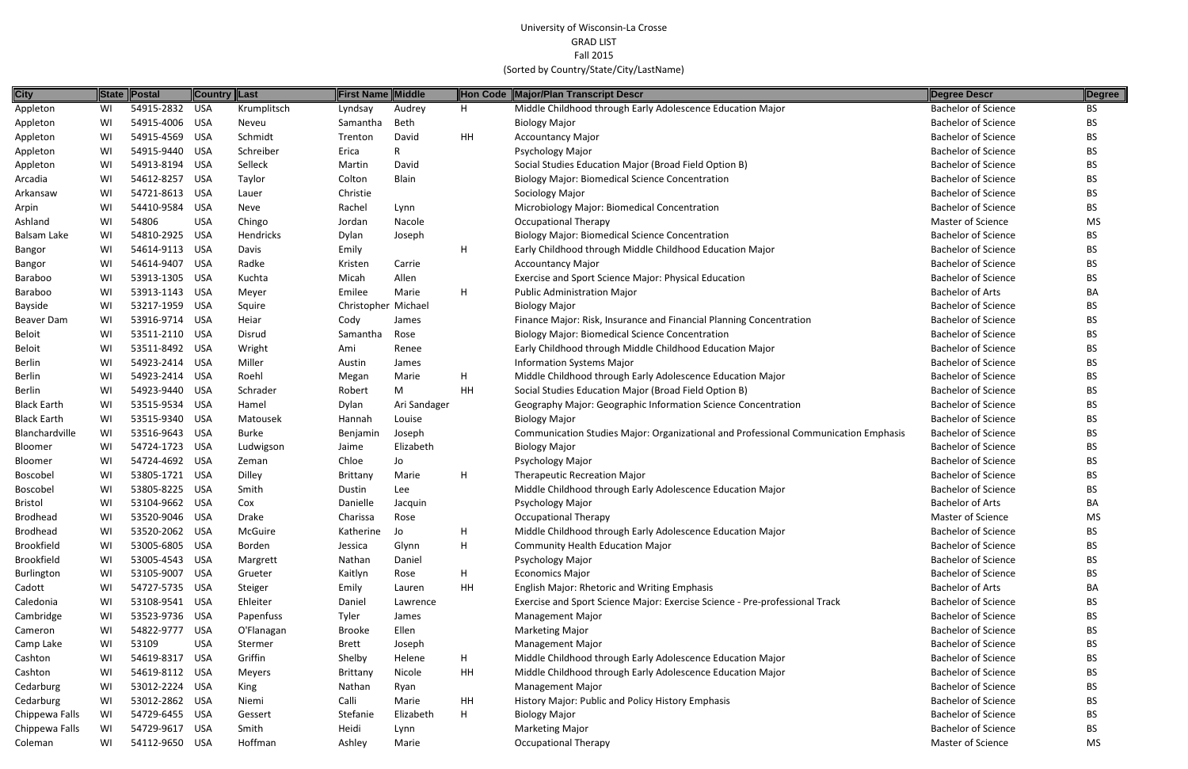University of Wisconsin-La Crosse
GRAD LIST
Fall 2015
(Sorted by Country/State/City/LastName)

| City | State | Postal | Country | Last | First Name | Middle | Hon Code | Major/Plan Transcript Descr | Degree Descr | Degree |
|---|---|---|---|---|---|---|---|---|---|---|
| Appleton | WI | 54915-2832 | USA | Krumplitsch | Lyndsay | Audrey | H | Middle Childhood through Early Adolescence Education Major | Bachelor of Science | BS |
| Appleton | WI | 54915-4006 | USA | Neveu | Samantha | Beth | | Biology Major | Bachelor of Science | BS |
| Appleton | WI | 54915-4569 | USA | Schmidt | Trenton | David | HH | Accountancy Major | Bachelor of Science | BS |
| Appleton | WI | 54915-9440 | USA | Schreiber | Erica | R | | Psychology Major | Bachelor of Science | BS |
| Appleton | WI | 54913-8194 | USA | Selleck | Martin | David | | Social Studies Education Major (Broad Field Option B) | Bachelor of Science | BS |
| Arcadia | WI | 54612-8257 | USA | Taylor | Colton | Blain | | Biology Major: Biomedical Science Concentration | Bachelor of Science | BS |
| Arkansaw | WI | 54721-8613 | USA | Lauer | Christie | | | Sociology Major | Bachelor of Science | BS |
| Arpin | WI | 54410-9584 | USA | Neve | Rachel | Lynn | | Microbiology Major: Biomedical Concentration | Bachelor of Science | BS |
| Ashland | WI | 54806 | USA | Chingo | Jordan | Nacole | | Occupational Therapy | Master of Science | MS |
| Balsam Lake | WI | 54810-2925 | USA | Hendricks | Dylan | Joseph | | Biology Major: Biomedical Science Concentration | Bachelor of Science | BS |
| Bangor | WI | 54614-9113 | USA | Davis | Emily | | H | Early Childhood through Middle Childhood Education Major | Bachelor of Science | BS |
| Bangor | WI | 54614-9407 | USA | Radke | Kristen | Carrie | | Accountancy Major | Bachelor of Science | BS |
| Baraboo | WI | 53913-1305 | USA | Kuchta | Micah | Allen | | Exercise and Sport Science Major: Physical Education | Bachelor of Science | BS |
| Baraboo | WI | 53913-1143 | USA | Meyer | Emilee | Marie | H | Public Administration Major | Bachelor of Arts | BA |
| Bayside | WI | 53217-1959 | USA | Squire | Christopher | Michael | | Biology Major | Bachelor of Science | BS |
| Beaver Dam | WI | 53916-9714 | USA | Heiar | Cody | James | | Finance Major: Risk, Insurance and Financial Planning Concentration | Bachelor of Science | BS |
| Beloit | WI | 53511-2110 | USA | Disrud | Samantha | Rose | | Biology Major: Biomedical Science Concentration | Bachelor of Science | BS |
| Beloit | WI | 53511-8492 | USA | Wright | Ami | Renee | | Early Childhood through Middle Childhood Education Major | Bachelor of Science | BS |
| Berlin | WI | 54923-2414 | USA | Miller | Austin | James | | Information Systems Major | Bachelor of Science | BS |
| Berlin | WI | 54923-2414 | USA | Roehl | Megan | Marie | H | Middle Childhood through Early Adolescence Education Major | Bachelor of Science | BS |
| Berlin | WI | 54923-9440 | USA | Schrader | Robert | M | HH | Social Studies Education Major (Broad Field Option B) | Bachelor of Science | BS |
| Black Earth | WI | 53515-9534 | USA | Hamel | Dylan | Ari Sandager | | Geography Major: Geographic Information Science Concentration | Bachelor of Science | BS |
| Black Earth | WI | 53515-9340 | USA | Matousek | Hannah | Louise | | Biology Major | Bachelor of Science | BS |
| Blanchardville | WI | 53516-9643 | USA | Burke | Benjamin | Joseph | | Communication Studies Major: Organizational and Professional Communication Emphasis | Bachelor of Science | BS |
| Bloomer | WI | 54724-1723 | USA | Ludwigson | Jaime | Elizabeth | | Biology Major | Bachelor of Science | BS |
| Bloomer | WI | 54724-4692 | USA | Zeman | Chloe | Jo | | Psychology Major | Bachelor of Science | BS |
| Boscobel | WI | 53805-1721 | USA | Dilley | Brittany | Marie | H | Therapeutic Recreation Major | Bachelor of Science | BS |
| Boscobel | WI | 53805-8225 | USA | Smith | Dustin | Lee | | Middle Childhood through Early Adolescence Education Major | Bachelor of Science | BS |
| Bristol | WI | 53104-9662 | USA | Cox | Danielle | Jacquin | | Psychology Major | Bachelor of Arts | BA |
| Brodhead | WI | 53520-9046 | USA | Drake | Charissa | Rose | | Occupational Therapy | Master of Science | MS |
| Brodhead | WI | 53520-2062 | USA | McGuire | Katherine | Jo | H | Middle Childhood through Early Adolescence Education Major | Bachelor of Science | BS |
| Brookfield | WI | 53005-6805 | USA | Borden | Jessica | Glynn | H | Community Health Education Major | Bachelor of Science | BS |
| Brookfield | WI | 53005-4543 | USA | Margrett | Nathan | Daniel | | Psychology Major | Bachelor of Science | BS |
| Burlington | WI | 53105-9007 | USA | Grueter | Kaitlyn | Rose | H | Economics Major | Bachelor of Science | BS |
| Cadott | WI | 54727-5735 | USA | Steiger | Emily | Lauren | HH | English Major: Rhetoric and Writing Emphasis | Bachelor of Arts | BA |
| Caledonia | WI | 53108-9541 | USA | Ehleiter | Daniel | Lawrence | | Exercise and Sport Science Major: Exercise Science - Pre-professional Track | Bachelor of Science | BS |
| Cambridge | WI | 53523-9736 | USA | Papenfuss | Tyler | James | | Management Major | Bachelor of Science | BS |
| Cameron | WI | 54822-9777 | USA | O'Flanagan | Brooke | Ellen | | Marketing Major | Bachelor of Science | BS |
| Camp Lake | WI | 53109 | USA | Stermer | Brett | Joseph | | Management Major | Bachelor of Science | BS |
| Cashton | WI | 54619-8317 | USA | Griffin | Shelby | Helene | H | Middle Childhood through Early Adolescence Education Major | Bachelor of Science | BS |
| Cashton | WI | 54619-8112 | USA | Meyers | Brittany | Nicole | HH | Middle Childhood through Early Adolescence Education Major | Bachelor of Science | BS |
| Cedarburg | WI | 53012-2224 | USA | King | Nathan | Ryan | | Management Major | Bachelor of Science | BS |
| Cedarburg | WI | 53012-2862 | USA | Niemi | Calli | Marie | HH | History Major: Public and Policy History Emphasis | Bachelor of Science | BS |
| Chippewa Falls | WI | 54729-6455 | USA | Gessert | Stefanie | Elizabeth | H | Biology Major | Bachelor of Science | BS |
| Chippewa Falls | WI | 54729-9617 | USA | Smith | Heidi | Lynn | | Marketing Major | Bachelor of Science | BS |
| Coleman | WI | 54112-9650 | USA | Hoffman | Ashley | Marie | | Occupational Therapy | Master of Science | MS |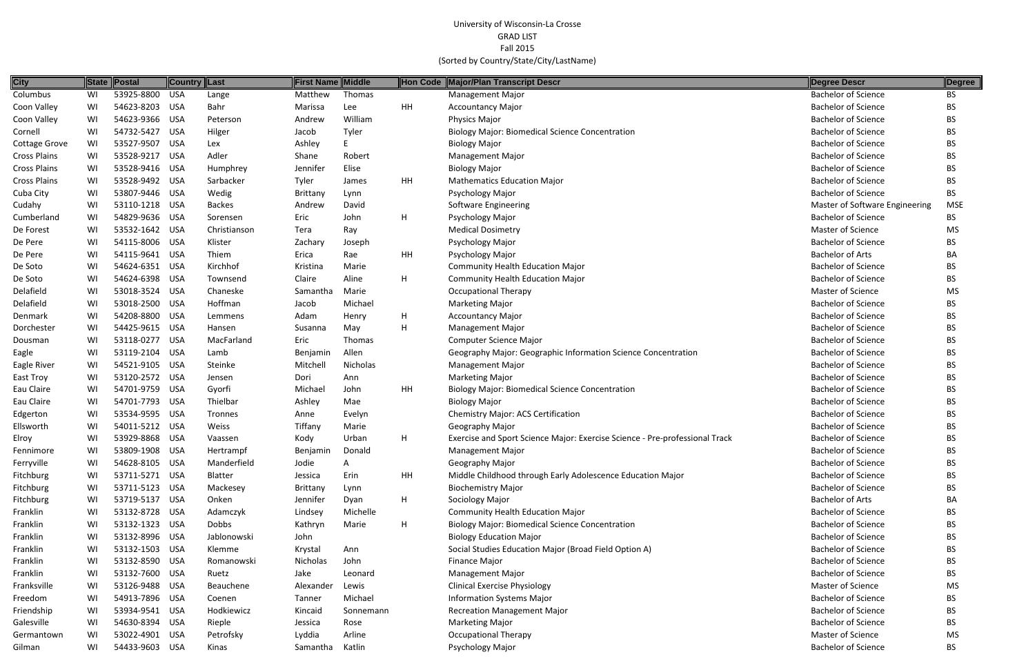University of Wisconsin-La Crosse
GRAD LIST
Fall 2015
(Sorted by Country/State/City/LastName)

| City | State | Postal | Country | Last | First Name | Middle | Hon Code | Major/Plan Transcript Descr | Degree Descr | Degree |
|---|---|---|---|---|---|---|---|---|---|---|
| Columbus | WI | 53925-8800 | USA | Lange | Matthew | Thomas | | Management Major | Bachelor of Science | BS |
| Coon Valley | WI | 54623-8203 | USA | Bahr | Marissa | Lee | HH | Accountancy Major | Bachelor of Science | BS |
| Coon Valley | WI | 54623-9366 | USA | Peterson | Andrew | William | | Physics Major | Bachelor of Science | BS |
| Cornell | WI | 54732-5427 | USA | Hilger | Jacob | Tyler | | Biology Major: Biomedical Science Concentration | Bachelor of Science | BS |
| Cottage Grove | WI | 53527-9507 | USA | Lex | Ashley | E | | Biology Major | Bachelor of Science | BS |
| Cross Plains | WI | 53528-9217 | USA | Adler | Shane | Robert | | Management Major | Bachelor of Science | BS |
| Cross Plains | WI | 53528-9416 | USA | Humphrey | Jennifer | Elise | | Biology Major | Bachelor of Science | BS |
| Cross Plains | WI | 53528-9492 | USA | Sarbacker | Tyler | James | HH | Mathematics Education Major | Bachelor of Science | BS |
| Cuba City | WI | 53807-9446 | USA | Wedig | Brittany | Lynn | | Psychology Major | Bachelor of Science | BS |
| Cudahy | WI | 53110-1218 | USA | Backes | Andrew | David | | Software Engineering | Master of Software Engineering | MSE |
| Cumberland | WI | 54829-9636 | USA | Sorensen | Eric | John | H | Psychology Major | Bachelor of Science | BS |
| De Forest | WI | 53532-1642 | USA | Christianson | Tera | Ray | | Medical Dosimetry | Master of Science | MS |
| De Pere | WI | 54115-8006 | USA | Klister | Zachary | Joseph | | Psychology Major | Bachelor of Science | BS |
| De Pere | WI | 54115-9641 | USA | Thiem | Erica | Rae | HH | Psychology Major | Bachelor of Arts | BA |
| De Soto | WI | 54624-6351 | USA | Kirchhof | Kristina | Marie | | Community Health Education Major | Bachelor of Science | BS |
| De Soto | WI | 54624-6398 | USA | Townsend | Claire | Aline | H | Community Health Education Major | Bachelor of Science | BS |
| Delafield | WI | 53018-3524 | USA | Chaneske | Samantha | Marie | | Occupational Therapy | Master of Science | MS |
| Delafield | WI | 53018-2500 | USA | Hoffman | Jacob | Michael | | Marketing Major | Bachelor of Science | BS |
| Denmark | WI | 54208-8800 | USA | Lemmens | Adam | Henry | H | Accountancy Major | Bachelor of Science | BS |
| Dorchester | WI | 54425-9615 | USA | Hansen | Susanna | May | H | Management Major | Bachelor of Science | BS |
| Dousman | WI | 53118-0277 | USA | MacFarland | Eric | Thomas | | Computer Science Major | Bachelor of Science | BS |
| Eagle | WI | 53119-2104 | USA | Lamb | Benjamin | Allen | | Geography Major: Geographic Information Science Concentration | Bachelor of Science | BS |
| Eagle River | WI | 54521-9105 | USA | Steinke | Mitchell | Nicholas | | Management Major | Bachelor of Science | BS |
| East Troy | WI | 53120-2572 | USA | Jensen | Dori | Ann | | Marketing Major | Bachelor of Science | BS |
| Eau Claire | WI | 54701-9759 | USA | Gyorfi | Michael | John | HH | Biology Major: Biomedical Science Concentration | Bachelor of Science | BS |
| Eau Claire | WI | 54701-7793 | USA | Thielbar | Ashley | Mae | | Biology Major | Bachelor of Science | BS |
| Edgerton | WI | 53534-9595 | USA | Tronnes | Anne | Evelyn | | Chemistry Major: ACS Certification | Bachelor of Science | BS |
| Ellsworth | WI | 54011-5212 | USA | Weiss | Tiffany | Marie | | Geography Major | Bachelor of Science | BS |
| Elroy | WI | 53929-8868 | USA | Vaassen | Kody | Urban | H | Exercise and Sport Science Major: Exercise Science - Pre-professional Track | Bachelor of Science | BS |
| Fennimore | WI | 53809-1908 | USA | Hertrampf | Benjamin | Donald | | Management Major | Bachelor of Science | BS |
| Ferryville | WI | 54628-8105 | USA | Manderfield | Jodie | A | | Geography Major | Bachelor of Science | BS |
| Fitchburg | WI | 53711-5271 | USA | Blatter | Jessica | Erin | HH | Middle Childhood through Early Adolescence Education Major | Bachelor of Science | BS |
| Fitchburg | WI | 53711-5123 | USA | Mackesey | Brittany | Lynn | | Biochemistry Major | Bachelor of Science | BS |
| Fitchburg | WI | 53719-5137 | USA | Onken | Jennifer | Dyan | H | Sociology Major | Bachelor of Arts | BA |
| Franklin | WI | 53132-8728 | USA | Adamczyk | Lindsey | Michelle | | Community Health Education Major | Bachelor of Science | BS |
| Franklin | WI | 53132-1323 | USA | Dobbs | Kathryn | Marie | H | Biology Major: Biomedical Science Concentration | Bachelor of Science | BS |
| Franklin | WI | 53132-8996 | USA | Jablonowski | John | | | Biology Education Major | Bachelor of Science | BS |
| Franklin | WI | 53132-1503 | USA | Klemme | Krystal | Ann | | Social Studies Education Major (Broad Field Option A) | Bachelor of Science | BS |
| Franklin | WI | 53132-8590 | USA | Romanowski | Nicholas | John | | Finance Major | Bachelor of Science | BS |
| Franklin | WI | 53132-7600 | USA | Ruetz | Jake | Leonard | | Management Major | Bachelor of Science | BS |
| Franksville | WI | 53126-9488 | USA | Beauchene | Alexander | Lewis | | Clinical Exercise Physiology | Master of Science | MS |
| Freedom | WI | 54913-7896 | USA | Coenen | Tanner | Michael | | Information Systems Major | Bachelor of Science | BS |
| Friendship | WI | 53934-9541 | USA | Hodkiewicz | Kincaid | Sonnemann | | Recreation Management Major | Bachelor of Science | BS |
| Galesville | WI | 54630-8394 | USA | Rieple | Jessica | Rose | | Marketing Major | Bachelor of Science | BS |
| Germantown | WI | 53022-4901 | USA | Petrofsky | Lyddia | Arline | | Occupational Therapy | Master of Science | MS |
| Gilman | WI | 54433-9603 | USA | Kinas | Samantha | Katlin | | Psychology Major | Bachelor of Science | BS |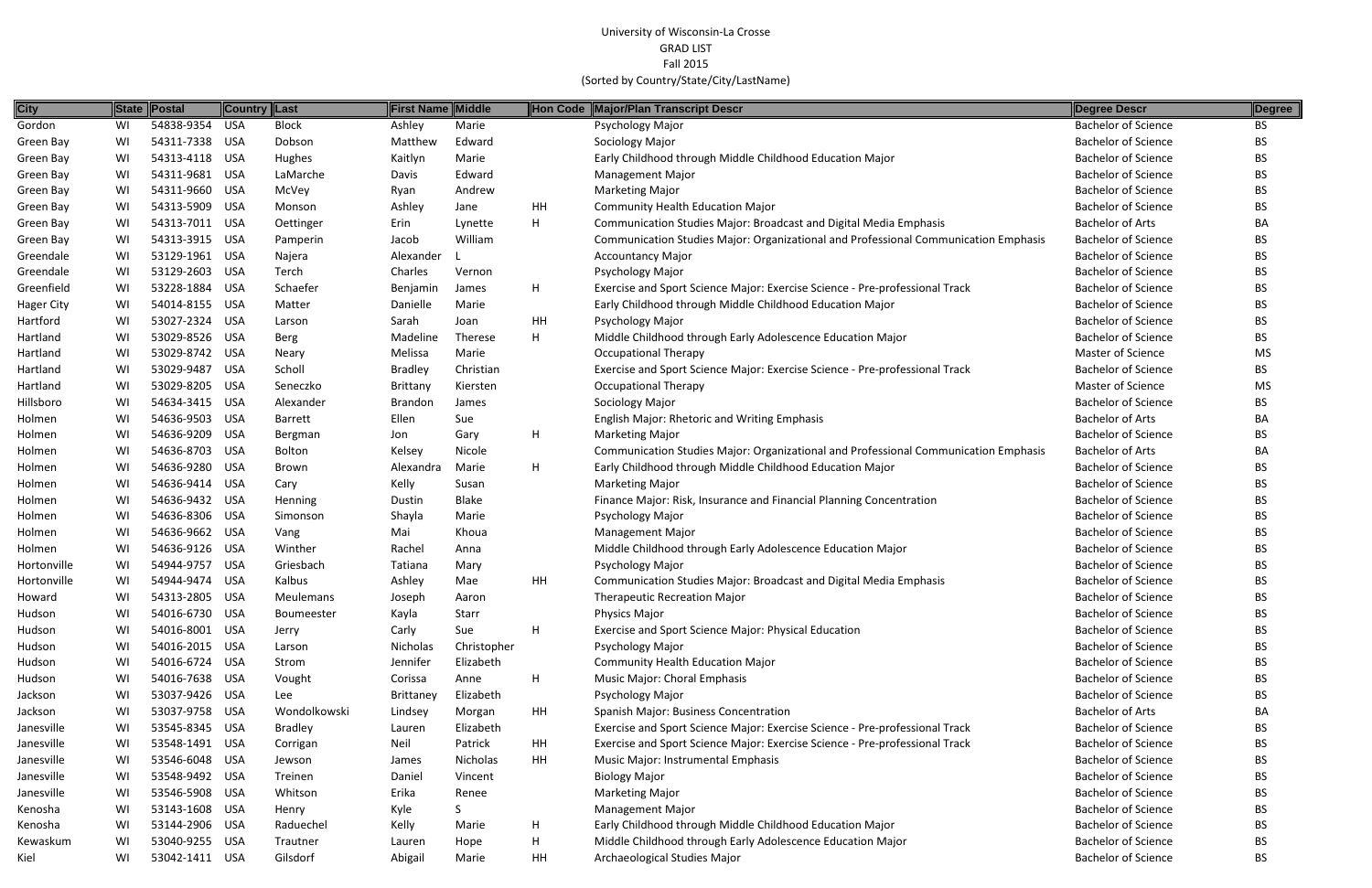University of Wisconsin-La Crosse
GRAD LIST
Fall 2015
(Sorted by Country/State/City/LastName)

| City | State | Postal | Country | Last | First Name | Middle | Hon Code | Major/Plan Transcript Descr | Degree Descr | Degree |
|---|---|---|---|---|---|---|---|---|---|---|
| Gordon | WI | 54838-9354 | USA | Block | Ashley | Marie | | Psychology Major | Bachelor of Science | BS |
| Green Bay | WI | 54311-7338 | USA | Dobson | Matthew | Edward | | Sociology Major | Bachelor of Science | BS |
| Green Bay | WI | 54313-4118 | USA | Hughes | Kaitlyn | Marie | | Early Childhood through Middle Childhood Education Major | Bachelor of Science | BS |
| Green Bay | WI | 54311-9681 | USA | LaMarche | Davis | Edward | | Management Major | Bachelor of Science | BS |
| Green Bay | WI | 54311-9660 | USA | McVey | Ryan | Andrew | | Marketing Major | Bachelor of Science | BS |
| Green Bay | WI | 54313-5909 | USA | Monson | Ashley | Jane | HH | Community Health Education Major | Bachelor of Science | BS |
| Green Bay | WI | 54313-7011 | USA | Oettinger | Erin | Lynette | H | Communication Studies Major: Broadcast and Digital Media Emphasis | Bachelor of Arts | BA |
| Green Bay | WI | 54313-3915 | USA | Pamperin | Jacob | William | | Communication Studies Major: Organizational and Professional Communication Emphasis | Bachelor of Science | BS |
| Greendale | WI | 53129-1961 | USA | Najera | Alexander | L | | Accountancy Major | Bachelor of Science | BS |
| Greendale | WI | 53129-2603 | USA | Terch | Charles | Vernon | | Psychology Major | Bachelor of Science | BS |
| Greenfield | WI | 53228-1884 | USA | Schaefer | Benjamin | James | H | Exercise and Sport Science Major: Exercise Science - Pre-professional Track | Bachelor of Science | BS |
| Hager City | WI | 54014-8155 | USA | Matter | Danielle | Marie | | Early Childhood through Middle Childhood Education Major | Bachelor of Science | BS |
| Hartford | WI | 53027-2324 | USA | Larson | Sarah | Joan | HH | Psychology Major | Bachelor of Science | BS |
| Hartland | WI | 53029-8526 | USA | Berg | Madeline | Therese | H | Middle Childhood through Early Adolescence Education Major | Bachelor of Science | BS |
| Hartland | WI | 53029-8742 | USA | Neary | Melissa | Marie | | Occupational Therapy | Master of Science | MS |
| Hartland | WI | 53029-9487 | USA | Scholl | Bradley | Christian | | Exercise and Sport Science Major: Exercise Science - Pre-professional Track | Bachelor of Science | BS |
| Hartland | WI | 53029-8205 | USA | Seneczko | Brittany | Kiersten | | Occupational Therapy | Master of Science | MS |
| Hillsboro | WI | 54634-3415 | USA | Alexander | Brandon | James | | Sociology Major | Bachelor of Science | BS |
| Holmen | WI | 54636-9503 | USA | Barrett | Ellen | Sue | | English Major: Rhetoric and Writing Emphasis | Bachelor of Arts | BA |
| Holmen | WI | 54636-9209 | USA | Bergman | Jon | Gary | H | Marketing Major | Bachelor of Science | BS |
| Holmen | WI | 54636-8703 | USA | Bolton | Kelsey | Nicole | | Communication Studies Major: Organizational and Professional Communication Emphasis | Bachelor of Arts | BA |
| Holmen | WI | 54636-9280 | USA | Brown | Alexandra | Marie | H | Early Childhood through Middle Childhood Education Major | Bachelor of Science | BS |
| Holmen | WI | 54636-9414 | USA | Cary | Kelly | Susan | | Marketing Major | Bachelor of Science | BS |
| Holmen | WI | 54636-9432 | USA | Henning | Dustin | Blake | | Finance Major: Risk, Insurance and Financial Planning Concentration | Bachelor of Science | BS |
| Holmen | WI | 54636-8306 | USA | Simonson | Shayla | Marie | | Psychology Major | Bachelor of Science | BS |
| Holmen | WI | 54636-9662 | USA | Vang | Mai | Khoua | | Management Major | Bachelor of Science | BS |
| Holmen | WI | 54636-9126 | USA | Winther | Rachel | Anna | | Middle Childhood through Early Adolescence Education Major | Bachelor of Science | BS |
| Hortonville | WI | 54944-9757 | USA | Griesbach | Tatiana | Mary | | Psychology Major | Bachelor of Science | BS |
| Hortonville | WI | 54944-9474 | USA | Kalbus | Ashley | Mae | HH | Communication Studies Major: Broadcast and Digital Media Emphasis | Bachelor of Science | BS |
| Howard | WI | 54313-2805 | USA | Meulemans | Joseph | Aaron | | Therapeutic Recreation Major | Bachelor of Science | BS |
| Hudson | WI | 54016-6730 | USA | Boumeester | Kayla | Starr | | Physics Major | Bachelor of Science | BS |
| Hudson | WI | 54016-8001 | USA | Jerry | Carly | Sue | H | Exercise and Sport Science Major: Physical Education | Bachelor of Science | BS |
| Hudson | WI | 54016-2015 | USA | Larson | Nicholas | Christopher | | Psychology Major | Bachelor of Science | BS |
| Hudson | WI | 54016-6724 | USA | Strom | Jennifer | Elizabeth | | Community Health Education Major | Bachelor of Science | BS |
| Hudson | WI | 54016-7638 | USA | Vought | Corissa | Anne | H | Music Major: Choral Emphasis | Bachelor of Science | BS |
| Jackson | WI | 53037-9426 | USA | Lee | Brittaney | Elizabeth | | Psychology Major | Bachelor of Science | BS |
| Jackson | WI | 53037-9758 | USA | Wondolkowski | Lindsey | Morgan | HH | Spanish Major: Business Concentration | Bachelor of Arts | BA |
| Janesville | WI | 53545-8345 | USA | Bradley | Lauren | Elizabeth | | Exercise and Sport Science Major: Exercise Science - Pre-professional Track | Bachelor of Science | BS |
| Janesville | WI | 53548-1491 | USA | Corrigan | Neil | Patrick | HH | Exercise and Sport Science Major: Exercise Science - Pre-professional Track | Bachelor of Science | BS |
| Janesville | WI | 53546-6048 | USA | Jewson | James | Nicholas | HH | Music Major: Instrumental Emphasis | Bachelor of Science | BS |
| Janesville | WI | 53548-9492 | USA | Treinen | Daniel | Vincent | | Biology Major | Bachelor of Science | BS |
| Janesville | WI | 53546-5908 | USA | Whitson | Erika | Renee | | Marketing Major | Bachelor of Science | BS |
| Kenosha | WI | 53143-1608 | USA | Henry | Kyle | S | | Management Major | Bachelor of Science | BS |
| Kenosha | WI | 53144-2906 | USA | Raduechel | Kelly | Marie | H | Early Childhood through Middle Childhood Education Major | Bachelor of Science | BS |
| Kewaskum | WI | 53040-9255 | USA | Trautner | Lauren | Hope | H | Middle Childhood through Early Adolescence Education Major | Bachelor of Science | BS |
| Kiel | WI | 53042-1411 | USA | Gilsdorf | Abigail | Marie | HH | Archaeological Studies Major | Bachelor of Science | BS |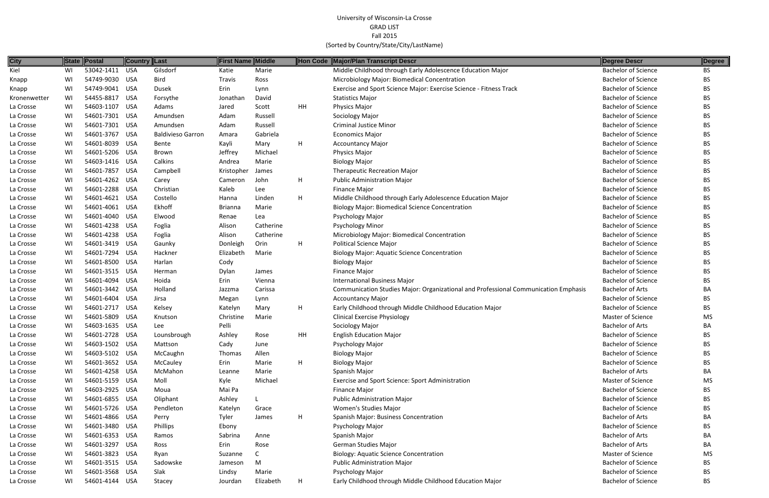University of Wisconsin-La Crosse
GRAD LIST
Fall 2015
(Sorted by Country/State/City/LastName)

| City | State | Postal | Country | Last | First Name | Middle | Hon Code | Major/Plan Transcript Descr | Degree Descr | Degree |
|---|---|---|---|---|---|---|---|---|---|---|
| Kiel | WI | 53042-1411 | USA | Gilsdorf | Katie | Marie | | Middle Childhood through Early Adolescence Education Major | Bachelor of Science | BS |
| Knapp | WI | 54749-9030 | USA | Bird | Travis | Ross | | Microbiology Major: Biomedical Concentration | Bachelor of Science | BS |
| Knapp | WI | 54749-9041 | USA | Dusek | Erin | Lynn | | Exercise and Sport Science Major: Exercise Science - Fitness Track | Bachelor of Science | BS |
| Kronenwetter | WI | 54455-8817 | USA | Forsythe | Jonathan | David | | Statistics Major | Bachelor of Science | BS |
| La Crosse | WI | 54603-1107 | USA | Adams | Jared | Scott | HH | Physics Major | Bachelor of Science | BS |
| La Crosse | WI | 54601-7301 | USA | Amundsen | Adam | Russell | | Sociology Major | Bachelor of Science | BS |
| La Crosse | WI | 54601-7301 | USA | Amundsen | Adam | Russell | | Criminal Justice Minor | Bachelor of Science | BS |
| La Crosse | WI | 54601-3767 | USA | Baldivieso Garron | Amara | Gabriela | | Economics Major | Bachelor of Science | BS |
| La Crosse | WI | 54601-8039 | USA | Bente | Kayli | Mary | H | Accountancy Major | Bachelor of Science | BS |
| La Crosse | WI | 54601-5206 | USA | Brown | Jeffrey | Michael | | Physics Major | Bachelor of Science | BS |
| La Crosse | WI | 54603-1416 | USA | Calkins | Andrea | Marie | | Biology Major | Bachelor of Science | BS |
| La Crosse | WI | 54601-7857 | USA | Campbell | Kristopher | James | | Therapeutic Recreation Major | Bachelor of Science | BS |
| La Crosse | WI | 54601-4262 | USA | Carey | Cameron | John | H | Public Administration Major | Bachelor of Science | BS |
| La Crosse | WI | 54601-2288 | USA | Christian | Kaleb | Lee | | Finance Major | Bachelor of Science | BS |
| La Crosse | WI | 54601-4621 | USA | Costello | Hanna | Linden | H | Middle Childhood through Early Adolescence Education Major | Bachelor of Science | BS |
| La Crosse | WI | 54601-4061 | USA | Ekhoff | Brianna | Marie | | Biology Major: Biomedical Science Concentration | Bachelor of Science | BS |
| La Crosse | WI | 54601-4040 | USA | Elwood | Renae | Lea | | Psychology Major | Bachelor of Science | BS |
| La Crosse | WI | 54601-4238 | USA | Foglia | Alison | Catherine | | Psychology Minor | Bachelor of Science | BS |
| La Crosse | WI | 54601-4238 | USA | Foglia | Alison | Catherine | | Microbiology Major: Biomedical Concentration | Bachelor of Science | BS |
| La Crosse | WI | 54601-3419 | USA | Gaunky | Donleigh | Orin | H | Political Science Major | Bachelor of Science | BS |
| La Crosse | WI | 54601-7294 | USA | Hackner | Elizabeth | Marie | | Biology Major: Aquatic Science Concentration | Bachelor of Science | BS |
| La Crosse | WI | 54601-8500 | USA | Harlan | Cody | | | Biology Major | Bachelor of Science | BS |
| La Crosse | WI | 54601-3515 | USA | Herman | Dylan | James | | Finance Major | Bachelor of Science | BS |
| La Crosse | WI | 54601-4094 | USA | Hoida | Erin | Vienna | | International Business Major | Bachelor of Science | BS |
| La Crosse | WI | 54601-3442 | USA | Holland | Jazzma | Carissa | | Communication Studies Major: Organizational and Professional Communication Emphasis | Bachelor of Arts | BA |
| La Crosse | WI | 54601-6404 | USA | Jirsa | Megan | Lynn | | Accountancy Major | Bachelor of Science | BS |
| La Crosse | WI | 54601-2717 | USA | Kelsey | Katelyn | Mary | H | Early Childhood through Middle Childhood Education Major | Bachelor of Science | BS |
| La Crosse | WI | 54601-5809 | USA | Knutson | Christine | Marie | | Clinical Exercise Physiology | Master of Science | MS |
| La Crosse | WI | 54603-1635 | USA | Lee | Pelli | | | Sociology Major | Bachelor of Arts | BA |
| La Crosse | WI | 54601-2728 | USA | Lounsbrough | Ashley | Rose | HH | English Education Major | Bachelor of Science | BS |
| La Crosse | WI | 54603-1502 | USA | Mattson | Cady | June | | Psychology Major | Bachelor of Science | BS |
| La Crosse | WI | 54603-5102 | USA | McCaughn | Thomas | Allen | | Biology Major | Bachelor of Science | BS |
| La Crosse | WI | 54601-3652 | USA | McCauley | Erin | Marie | H | Biology Major | Bachelor of Science | BS |
| La Crosse | WI | 54601-4258 | USA | McMahon | Leanne | Marie | | Spanish Major | Bachelor of Arts | BA |
| La Crosse | WI | 54601-5159 | USA | Moll | Kyle | Michael | | Exercise and Sport Science: Sport Administration | Master of Science | MS |
| La Crosse | WI | 54603-2925 | USA | Moua | Mai Pa | | | Finance Major | Bachelor of Science | BS |
| La Crosse | WI | 54601-6855 | USA | Oliphant | Ashley | L | | Public Administration Major | Bachelor of Science | BS |
| La Crosse | WI | 54601-5726 | USA | Pendleton | Katelyn | Grace | | Women's Studies Major | Bachelor of Science | BS |
| La Crosse | WI | 54601-4866 | USA | Perry | Tyler | James | H | Spanish Major: Business Concentration | Bachelor of Arts | BA |
| La Crosse | WI | 54601-3480 | USA | Phillips | Ebony | | | Psychology Major | Bachelor of Science | BS |
| La Crosse | WI | 54601-6353 | USA | Ramos | Sabrina | Anne | | Spanish Major | Bachelor of Arts | BA |
| La Crosse | WI | 54601-3297 | USA | Ross | Erin | Rose | | German Studies Major | Bachelor of Arts | BA |
| La Crosse | WI | 54601-3823 | USA | Ryan | Suzanne | C | | Biology: Aquatic Science Concentration | Master of Science | MS |
| La Crosse | WI | 54601-3515 | USA | Sadowske | Jameson | M | | Public Administration Major | Bachelor of Science | BS |
| La Crosse | WI | 54601-3568 | USA | Slak | Lindsy | Marie | | Psychology Major | Bachelor of Science | BS |
| La Crosse | WI | 54601-4144 | USA | Stacey | Jourdan | Elizabeth | H | Early Childhood through Middle Childhood Education Major | Bachelor of Science | BS |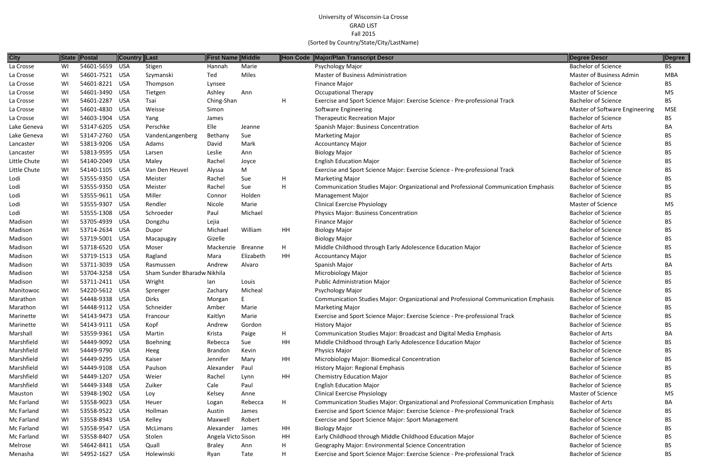University of Wisconsin-La Crosse
GRAD LIST
Fall 2015
(Sorted by Country/State/City/LastName)

| City | State | Postal | Country | Last | First Name | Middle | Hon Code | Major/Plan Transcript Descr | Degree Descr | Degree |
|---|---|---|---|---|---|---|---|---|---|---|
| La Crosse | WI | 54601-5659 | USA | Stigen | Hannah | Marie | | Psychology Major | Bachelor of Science | BS |
| La Crosse | WI | 54601-7521 | USA | Szymanski | Ted | Miles | | Master of Business Administration | Master of Business Admin | MBA |
| La Crosse | WI | 54601-8221 | USA | Thompson | Lynsee | | | Finance Major | Bachelor of Science | BS |
| La Crosse | WI | 54601-3490 | USA | Tietgen | Ashley | Ann | | Occupational Therapy | Master of Science | MS |
| La Crosse | WI | 54601-2287 | USA | Tsai | Ching-Shan | | H | Exercise and Sport Science Major: Exercise Science - Pre-professional Track | Bachelor of Science | BS |
| La Crosse | WI | 54601-4830 | USA | Weisse | Simon | | | Software Engineering | Master of Software Engineering | MSE |
| La Crosse | WI | 54603-1904 | USA | Yang | James | | | Therapeutic Recreation Major | Bachelor of Science | BS |
| Lake Geneva | WI | 53147-6205 | USA | Perschke | Elle | Jeanne | | Spanish Major: Business Concentration | Bachelor of Arts | BA |
| Lake Geneva | WI | 53147-2760 | USA | VandenLangenberg | Bethany | Sue | | Marketing Major | Bachelor of Science | BS |
| Lancaster | WI | 53813-9206 | USA | Adams | David | Mark | | Accountancy Major | Bachelor of Science | BS |
| Lancaster | WI | 53813-9595 | USA | Larsen | Leslie | Ann | | Biology Major | Bachelor of Science | BS |
| Little Chute | WI | 54140-2049 | USA | Maley | Rachel | Joyce | | English Education Major | Bachelor of Science | BS |
| Little Chute | WI | 54140-1105 | USA | Van Den Heuvel | Alyssa | M | | Exercise and Sport Science Major: Exercise Science - Pre-professional Track | Bachelor of Science | BS |
| Lodi | WI | 53555-9350 | USA | Meister | Rachel | Sue | H | Marketing Major | Bachelor of Science | BS |
| Lodi | WI | 53555-9350 | USA | Meister | Rachel | Sue | H | Communication Studies Major: Organizational and Professional Communication Emphasis | Bachelor of Science | BS |
| Lodi | WI | 53555-9611 | USA | Miller | Connor | Holden | | Management Major | Bachelor of Science | BS |
| Lodi | WI | 53555-9307 | USA | Rendler | Nicole | Marie | | Clinical Exercise Physiology | Master of Science | MS |
| Lodi | WI | 53555-1308 | USA | Schroeder | Paul | Michael | | Physics Major: Business Concentration | Bachelor of Science | BS |
| Madison | WI | 53705-4939 | USA | Dongzhu | Lejia | | | Finance Major | Bachelor of Science | BS |
| Madison | WI | 53714-2634 | USA | Dupor | Michael | William | HH | Biology Major | Bachelor of Science | BS |
| Madison | WI | 53719-5001 | USA | Macapugay | Gizelle | | | Biology Major | Bachelor of Science | BS |
| Madison | WI | 53718-6520 | USA | Moser | Mackenzie | Breanne | H | Middle Childhood through Early Adolescence Education Major | Bachelor of Science | BS |
| Madison | WI | 53719-1513 | USA | Ragland | Mara | Elizabeth | HH | Accountancy Major | Bachelor of Science | BS |
| Madison | WI | 53711-3039 | USA | Rasmussen | Andrew | Alvaro | | Spanish Major | Bachelor of Arts | BA |
| Madison | WI | 53704-3258 | USA | Sham Sunder Bharadw | Nikhila | | | Microbiology Major | Bachelor of Science | BS |
| Madison | WI | 53711-2411 | USA | Wright | Ian | Louis | | Public Administration Major | Bachelor of Science | BS |
| Manitowoc | WI | 54220-5612 | USA | Sprenger | Zachary | Micheal | | Psychology Major | Bachelor of Science | BS |
| Marathon | WI | 54448-9338 | USA | Dirks | Morgan | E | | Communication Studies Major: Organizational and Professional Communication Emphasis | Bachelor of Science | BS |
| Marathon | WI | 54448-9112 | USA | Schneider | Amber | Marie | | Marketing Major | Bachelor of Science | BS |
| Marinette | WI | 54143-9473 | USA | Francour | Kaitlyn | Marie | | Exercise and Sport Science Major: Exercise Science - Pre-professional Track | Bachelor of Science | BS |
| Marinette | WI | 54143-9111 | USA | Kopf | Andrew | Gordon | | History Major | Bachelor of Science | BS |
| Marshall | WI | 53559-9361 | USA | Martin | Krista | Paige | H | Communication Studies Major: Broadcast and Digital Media Emphasis | Bachelor of Arts | BA |
| Marshfield | WI | 54449-9092 | USA | Boehning | Rebecca | Sue | HH | Middle Childhood through Early Adolescence Education Major | Bachelor of Science | BS |
| Marshfield | WI | 54449-9790 | USA | Heeg | Brandon | Kevin | | Physics Major | Bachelor of Science | BS |
| Marshfield | WI | 54449-9295 | USA | Kaiser | Jennifer | Mary | HH | Microbiology Major: Biomedical Concentration | Bachelor of Science | BS |
| Marshfield | WI | 54449-9108 | USA | Paulson | Alexander | Paul | | History Major: Regional Emphasis | Bachelor of Science | BS |
| Marshfield | WI | 54449-1207 | USA | Weier | Rachel | Lynn | HH | Chemistry Education Major | Bachelor of Science | BS |
| Marshfield | WI | 54449-3348 | USA | Zuiker | Cale | Paul | | English Education Major | Bachelor of Science | BS |
| Mauston | WI | 53948-1902 | USA | Loy | Kelsey | Anne | | Clinical Exercise Physiology | Master of Science | MS |
| Mc Farland | WI | 53558-9023 | USA | Heuer | Logan | Rebecca | H | Communication Studies Major: Organizational and Professional Communication Emphasis | Bachelor of Arts | BA |
| Mc Farland | WI | 53558-9522 | USA | Hollman | Austin | James | | Exercise and Sport Science Major: Exercise Science - Pre-professional Track | Bachelor of Science | BS |
| Mc Farland | WI | 53558-8943 | USA | Kelley | Maxwell | Robert | | Exercise and Sport Science Major: Sport Management | Bachelor of Science | BS |
| Mc Farland | WI | 53558-9547 | USA | McLimans | Alexander | James | HH | Biology Major | Bachelor of Science | BS |
| Mc Farland | WI | 53558-8407 | USA | Stolen | Angela Victo | Sison | HH | Early Childhood through Middle Childhood Education Major | Bachelor of Science | BS |
| Melrose | WI | 54642-8411 | USA | Quall | Braley | Ann | H | Geography Major: Environmental Science Concentration | Bachelor of Science | BS |
| Menasha | WI | 54952-1627 | USA | Holewinski | Ryan | Tate | H | Exercise and Sport Science Major: Exercise Science - Pre-professional Track | Bachelor of Science | BS |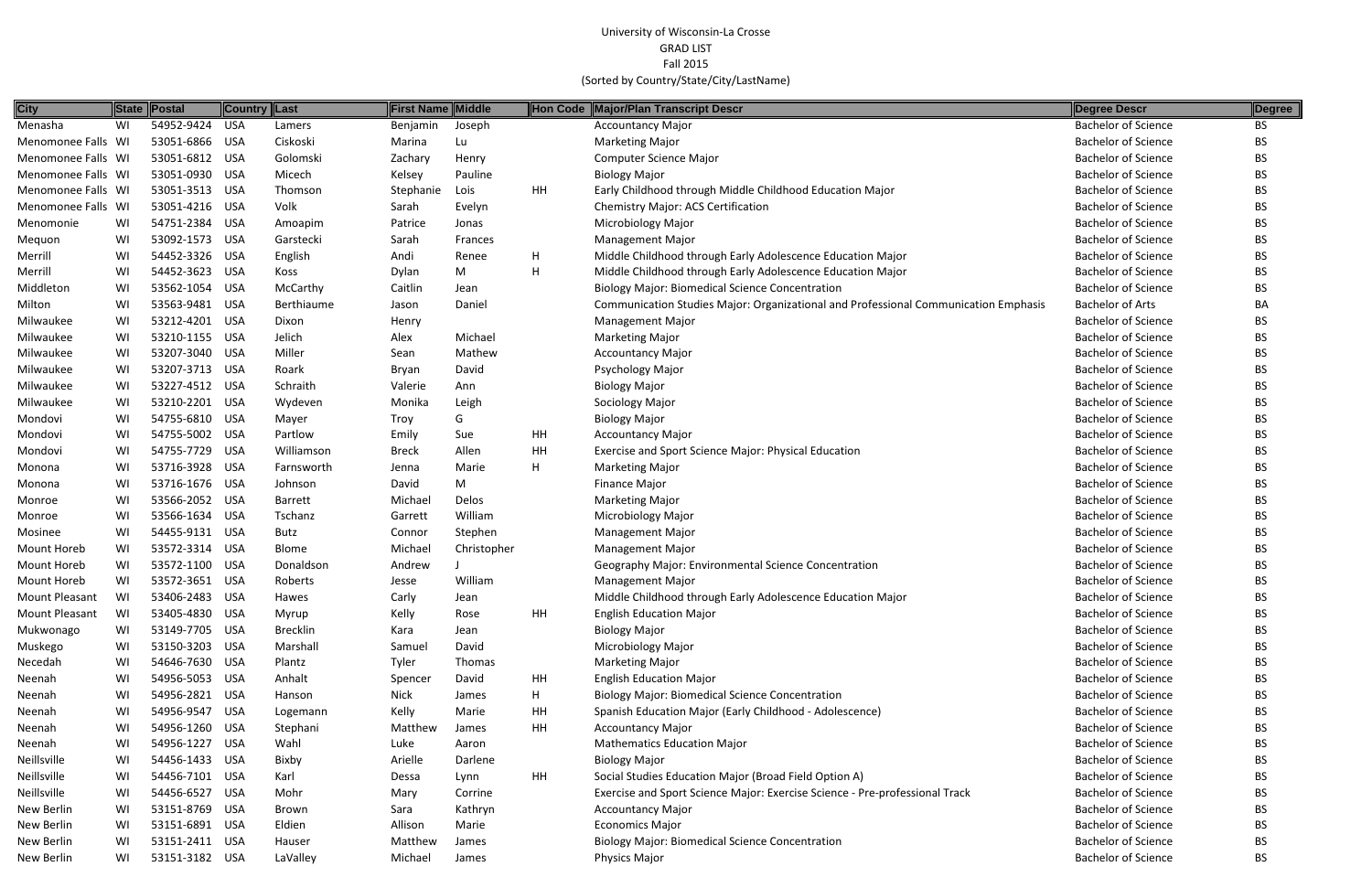University of Wisconsin-La Crosse
GRAD LIST
Fall 2015
(Sorted by Country/State/City/LastName)

| City | State | Postal | Country | Last | First Name | Middle | Hon Code | Major/Plan Transcript Descr | Degree Descr | Degree |
|---|---|---|---|---|---|---|---|---|---|---|
| Menasha | WI | 54952-9424 | USA | Lamers | Benjamin | Joseph | | Accountancy Major | Bachelor of Science | BS |
| Menomonee Falls | WI | 53051-6866 | USA | Ciskoski | Marina | Lu | | Marketing Major | Bachelor of Science | BS |
| Menomonee Falls | WI | 53051-6812 | USA | Golomski | Zachary | Henry | | Computer Science Major | Bachelor of Science | BS |
| Menomonee Falls | WI | 53051-0930 | USA | Micech | Kelsey | Pauline | | Biology Major | Bachelor of Science | BS |
| Menomonee Falls | WI | 53051-3513 | USA | Thomson | Stephanie | Lois | HH | Early Childhood through Middle Childhood Education Major | Bachelor of Science | BS |
| Menomonee Falls | WI | 53051-4216 | USA | Volk | Sarah | Evelyn | | Chemistry Major: ACS Certification | Bachelor of Science | BS |
| Menomonie | WI | 54751-2384 | USA | Amoapim | Patrice | Jonas | | Microbiology Major | Bachelor of Science | BS |
| Mequon | WI | 53092-1573 | USA | Garstecki | Sarah | Frances | | Management Major | Bachelor of Science | BS |
| Merrill | WI | 54452-3326 | USA | English | Andi | Renee | H | Middle Childhood through Early Adolescence Education Major | Bachelor of Science | BS |
| Merrill | WI | 54452-3623 | USA | Koss | Dylan | M | H | Middle Childhood through Early Adolescence Education Major | Bachelor of Science | BS |
| Middleton | WI | 53562-1054 | USA | McCarthy | Caitlin | Jean | | Biology Major: Biomedical Science Concentration | Bachelor of Science | BS |
| Milton | WI | 53563-9481 | USA | Berthiaume | Jason | Daniel | | Communication Studies Major: Organizational and Professional Communication Emphasis | Bachelor of Arts | BA |
| Milwaukee | WI | 53212-4201 | USA | Dixon | Henry | | | Management Major | Bachelor of Science | BS |
| Milwaukee | WI | 53210-1155 | USA | Jelich | Alex | Michael | | Marketing Major | Bachelor of Science | BS |
| Milwaukee | WI | 53207-3040 | USA | Miller | Sean | Mathew | | Accountancy Major | Bachelor of Science | BS |
| Milwaukee | WI | 53207-3713 | USA | Roark | Bryan | David | | Psychology Major | Bachelor of Science | BS |
| Milwaukee | WI | 53227-4512 | USA | Schraith | Valerie | Ann | | Biology Major | Bachelor of Science | BS |
| Milwaukee | WI | 53210-2201 | USA | Wydeven | Monika | Leigh | | Sociology Major | Bachelor of Science | BS |
| Mondovi | WI | 54755-6810 | USA | Mayer | Troy | G | | Biology Major | Bachelor of Science | BS |
| Mondovi | WI | 54755-5002 | USA | Partlow | Emily | Sue | HH | Accountancy Major | Bachelor of Science | BS |
| Mondovi | WI | 54755-7729 | USA | Williamson | Breck | Allen | HH | Exercise and Sport Science Major: Physical Education | Bachelor of Science | BS |
| Monona | WI | 53716-3928 | USA | Farnsworth | Jenna | Marie | H | Marketing Major | Bachelor of Science | BS |
| Monona | WI | 53716-1676 | USA | Johnson | David | M | | Finance Major | Bachelor of Science | BS |
| Monroe | WI | 53566-2052 | USA | Barrett | Michael | Delos | | Marketing Major | Bachelor of Science | BS |
| Monroe | WI | 53566-1634 | USA | Tschanz | Garrett | William | | Microbiology Major | Bachelor of Science | BS |
| Mosinee | WI | 54455-9131 | USA | Butz | Connor | Stephen | | Management Major | Bachelor of Science | BS |
| Mount Horeb | WI | 53572-3314 | USA | Blome | Michael | Christopher | | Management Major | Bachelor of Science | BS |
| Mount Horeb | WI | 53572-1100 | USA | Donaldson | Andrew | J | | Geography Major: Environmental Science Concentration | Bachelor of Science | BS |
| Mount Horeb | WI | 53572-3651 | USA | Roberts | Jesse | William | | Management Major | Bachelor of Science | BS |
| Mount Pleasant | WI | 53406-2483 | USA | Hawes | Carly | Jean | | Middle Childhood through Early Adolescence Education Major | Bachelor of Science | BS |
| Mount Pleasant | WI | 53405-4830 | USA | Myrup | Kelly | Rose | HH | English Education Major | Bachelor of Science | BS |
| Mukwonago | WI | 53149-7705 | USA | Brecklin | Kara | Jean | | Biology Major | Bachelor of Science | BS |
| Muskego | WI | 53150-3203 | USA | Marshall | Samuel | David | | Microbiology Major | Bachelor of Science | BS |
| Necedah | WI | 54646-7630 | USA | Plantz | Tyler | Thomas | | Marketing Major | Bachelor of Science | BS |
| Neenah | WI | 54956-5053 | USA | Anhalt | Spencer | David | HH | English Education Major | Bachelor of Science | BS |
| Neenah | WI | 54956-2821 | USA | Hanson | Nick | James | H | Biology Major: Biomedical Science Concentration | Bachelor of Science | BS |
| Neenah | WI | 54956-9547 | USA | Logemann | Kelly | Marie | HH | Spanish Education Major (Early Childhood - Adolescence) | Bachelor of Science | BS |
| Neenah | WI | 54956-1260 | USA | Stephani | Matthew | James | HH | Accountancy Major | Bachelor of Science | BS |
| Neenah | WI | 54956-1227 | USA | Wahl | Luke | Aaron | | Mathematics Education Major | Bachelor of Science | BS |
| Neillsville | WI | 54456-1433 | USA | Bixby | Arielle | Darlene | | Biology Major | Bachelor of Science | BS |
| Neillsville | WI | 54456-7101 | USA | Karl | Dessa | Lynn | HH | Social Studies Education Major (Broad Field Option A) | Bachelor of Science | BS |
| Neillsville | WI | 54456-6527 | USA | Mohr | Mary | Corrine | | Exercise and Sport Science Major: Exercise Science - Pre-professional Track | Bachelor of Science | BS |
| New Berlin | WI | 53151-8769 | USA | Brown | Sara | Kathryn | | Accountancy Major | Bachelor of Science | BS |
| New Berlin | WI | 53151-6891 | USA | Eldien | Allison | Marie | | Economics Major | Bachelor of Science | BS |
| New Berlin | WI | 53151-2411 | USA | Hauser | Matthew | James | | Biology Major: Biomedical Science Concentration | Bachelor of Science | BS |
| New Berlin | WI | 53151-3182 | USA | LaValley | Michael | James | | Physics Major | Bachelor of Science | BS |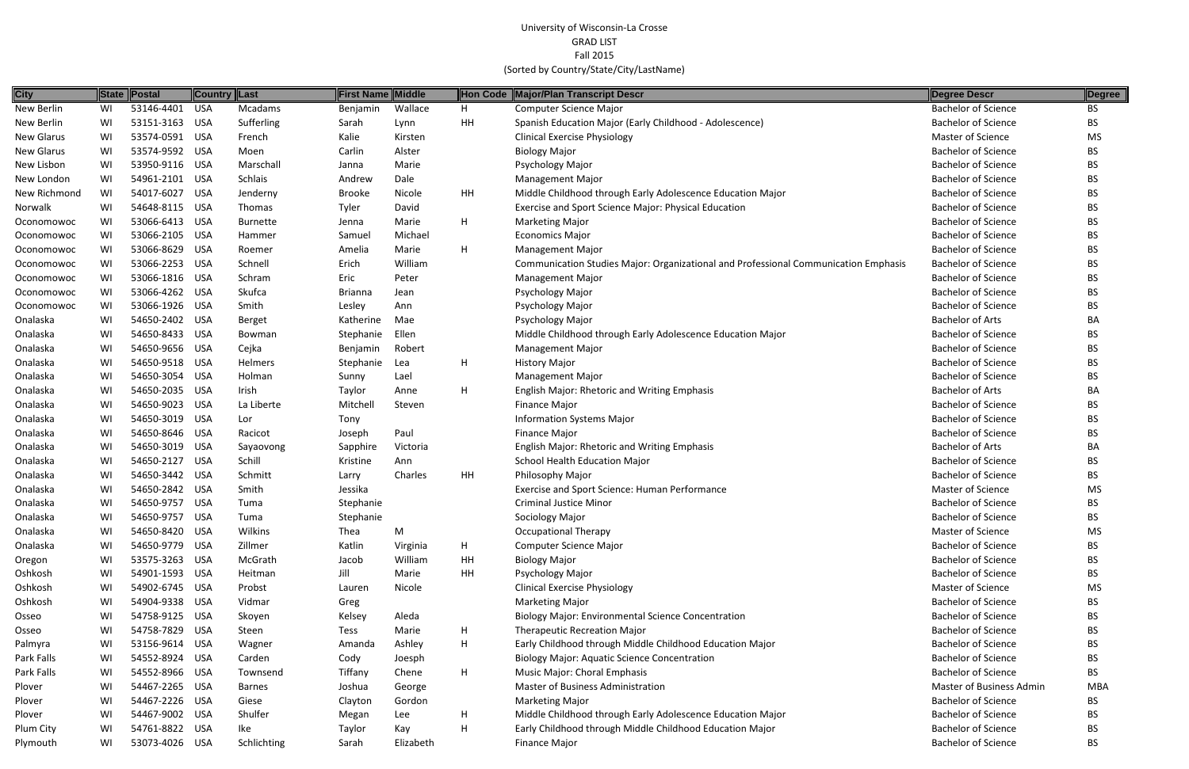University of Wisconsin-La Crosse
GRAD LIST
Fall 2015
(Sorted by Country/State/City/LastName)

| City | State | Postal | Country | Last | First Name | Middle | Hon Code | Major/Plan Transcript Descr | Degree Descr | Degree |
|---|---|---|---|---|---|---|---|---|---|---|
| New Berlin | WI | 53146-4401 | USA | Mcadams | Benjamin | Wallace | H | Computer Science Major | Bachelor of Science | BS |
| New Berlin | WI | 53151-3163 | USA | Sufferling | Sarah | Lynn | HH | Spanish Education Major (Early Childhood - Adolescence) | Bachelor of Science | BS |
| New Glarus | WI | 53574-0591 | USA | French | Kalie | Kirsten | | Clinical Exercise Physiology | Master of Science | MS |
| New Glarus | WI | 53574-9592 | USA | Moen | Carlin | Alster | | Biology Major | Bachelor of Science | BS |
| New Lisbon | WI | 53950-9116 | USA | Marschall | Janna | Marie | | Psychology Major | Bachelor of Science | BS |
| New London | WI | 54961-2101 | USA | Schlais | Andrew | Dale | | Management Major | Bachelor of Science | BS |
| New Richmond | WI | 54017-6027 | USA | Jenderny | Brooke | Nicole | HH | Middle Childhood through Early Adolescence Education Major | Bachelor of Science | BS |
| Norwalk | WI | 54648-8115 | USA | Thomas | Tyler | David | | Exercise and Sport Science Major: Physical Education | Bachelor of Science | BS |
| Oconomowoc | WI | 53066-6413 | USA | Burnette | Jenna | Marie | H | Marketing Major | Bachelor of Science | BS |
| Oconomowoc | WI | 53066-2105 | USA | Hammer | Samuel | Michael | | Economics Major | Bachelor of Science | BS |
| Oconomowoc | WI | 53066-8629 | USA | Roemer | Amelia | Marie | H | Management Major | Bachelor of Science | BS |
| Oconomowoc | WI | 53066-2253 | USA | Schnell | Erich | William | | Communication Studies Major: Organizational and Professional Communication Emphasis | Bachelor of Science | BS |
| Oconomowoc | WI | 53066-1816 | USA | Schram | Eric | Peter | | Management Major | Bachelor of Science | BS |
| Oconomowoc | WI | 53066-4262 | USA | Skufca | Brianna | Jean | | Psychology Major | Bachelor of Science | BS |
| Oconomowoc | WI | 53066-1926 | USA | Smith | Lesley | Ann | | Psychology Major | Bachelor of Science | BS |
| Onalaska | WI | 54650-2402 | USA | Berget | Katherine | Mae | | Psychology Major | Bachelor of Arts | BA |
| Onalaska | WI | 54650-8433 | USA | Bowman | Stephanie | Ellen | | Middle Childhood through Early Adolescence Education Major | Bachelor of Science | BS |
| Onalaska | WI | 54650-9656 | USA | Cejka | Benjamin | Robert | | Management Major | Bachelor of Science | BS |
| Onalaska | WI | 54650-9518 | USA | Helmers | Stephanie | Lea | H | History Major | Bachelor of Science | BS |
| Onalaska | WI | 54650-3054 | USA | Holman | Sunny | Lael | | Management Major | Bachelor of Science | BS |
| Onalaska | WI | 54650-2035 | USA | Irish | Taylor | Anne | H | English Major: Rhetoric and Writing Emphasis | Bachelor of Arts | BA |
| Onalaska | WI | 54650-9023 | USA | La Liberte | Mitchell | Steven | | Finance Major | Bachelor of Science | BS |
| Onalaska | WI | 54650-3019 | USA | Lor | Tony | | | Information Systems Major | Bachelor of Science | BS |
| Onalaska | WI | 54650-8646 | USA | Racicot | Joseph | Paul | | Finance Major | Bachelor of Science | BS |
| Onalaska | WI | 54650-3019 | USA | Sayaovong | Sapphire | Victoria | | English Major: Rhetoric and Writing Emphasis | Bachelor of Arts | BA |
| Onalaska | WI | 54650-2127 | USA | Schill | Kristine | Ann | | School Health Education Major | Bachelor of Science | BS |
| Onalaska | WI | 54650-3442 | USA | Schmitt | Larry | Charles | HH | Philosophy Major | Bachelor of Science | BS |
| Onalaska | WI | 54650-2842 | USA | Smith | Jessika | | | Exercise and Sport Science: Human Performance | Master of Science | MS |
| Onalaska | WI | 54650-9757 | USA | Tuma | Stephanie | | | Criminal Justice Minor | Bachelor of Science | BS |
| Onalaska | WI | 54650-9757 | USA | Tuma | Stephanie | | | Sociology Major | Bachelor of Science | BS |
| Onalaska | WI | 54650-8420 | USA | Wilkins | Thea | M | | Occupational Therapy | Master of Science | MS |
| Onalaska | WI | 54650-9779 | USA | Zillmer | Katlin | Virginia | H | Computer Science Major | Bachelor of Science | BS |
| Oregon | WI | 53575-3263 | USA | McGrath | Jacob | William | HH | Biology Major | Bachelor of Science | BS |
| Oshkosh | WI | 54901-1593 | USA | Heitman | Jill | Marie | HH | Psychology Major | Bachelor of Science | BS |
| Oshkosh | WI | 54902-6745 | USA | Probst | Lauren | Nicole | | Clinical Exercise Physiology | Master of Science | MS |
| Oshkosh | WI | 54904-9338 | USA | Vidmar | Greg | | | Marketing Major | Bachelor of Science | BS |
| Osseo | WI | 54758-9125 | USA | Skoyen | Kelsey | Aleda | | Biology Major: Environmental Science Concentration | Bachelor of Science | BS |
| Osseo | WI | 54758-7829 | USA | Steen | Tess | Marie | H | Therapeutic Recreation Major | Bachelor of Science | BS |
| Palmyra | WI | 53156-9614 | USA | Wagner | Amanda | Ashley | H | Early Childhood through Middle Childhood Education Major | Bachelor of Science | BS |
| Park Falls | WI | 54552-8924 | USA | Carden | Cody | Joesph | | Biology Major: Aquatic Science Concentration | Bachelor of Science | BS |
| Park Falls | WI | 54552-8966 | USA | Townsend | Tiffany | Chene | H | Music Major: Choral Emphasis | Bachelor of Science | BS |
| Plover | WI | 54467-2265 | USA | Barnes | Joshua | George | | Master of Business Administration | Master of Business Admin | MBA |
| Plover | WI | 54467-2226 | USA | Giese | Clayton | Gordon | | Marketing Major | Bachelor of Science | BS |
| Plover | WI | 54467-9002 | USA | Shulfer | Megan | Lee | H | Middle Childhood through Early Adolescence Education Major | Bachelor of Science | BS |
| Plum City | WI | 54761-8822 | USA | Ike | Taylor | Kay | H | Early Childhood through Middle Childhood Education Major | Bachelor of Science | BS |
| Plymouth | WI | 53073-4026 | USA | Schlichting | Sarah | Elizabeth | | Finance Major | Bachelor of Science | BS |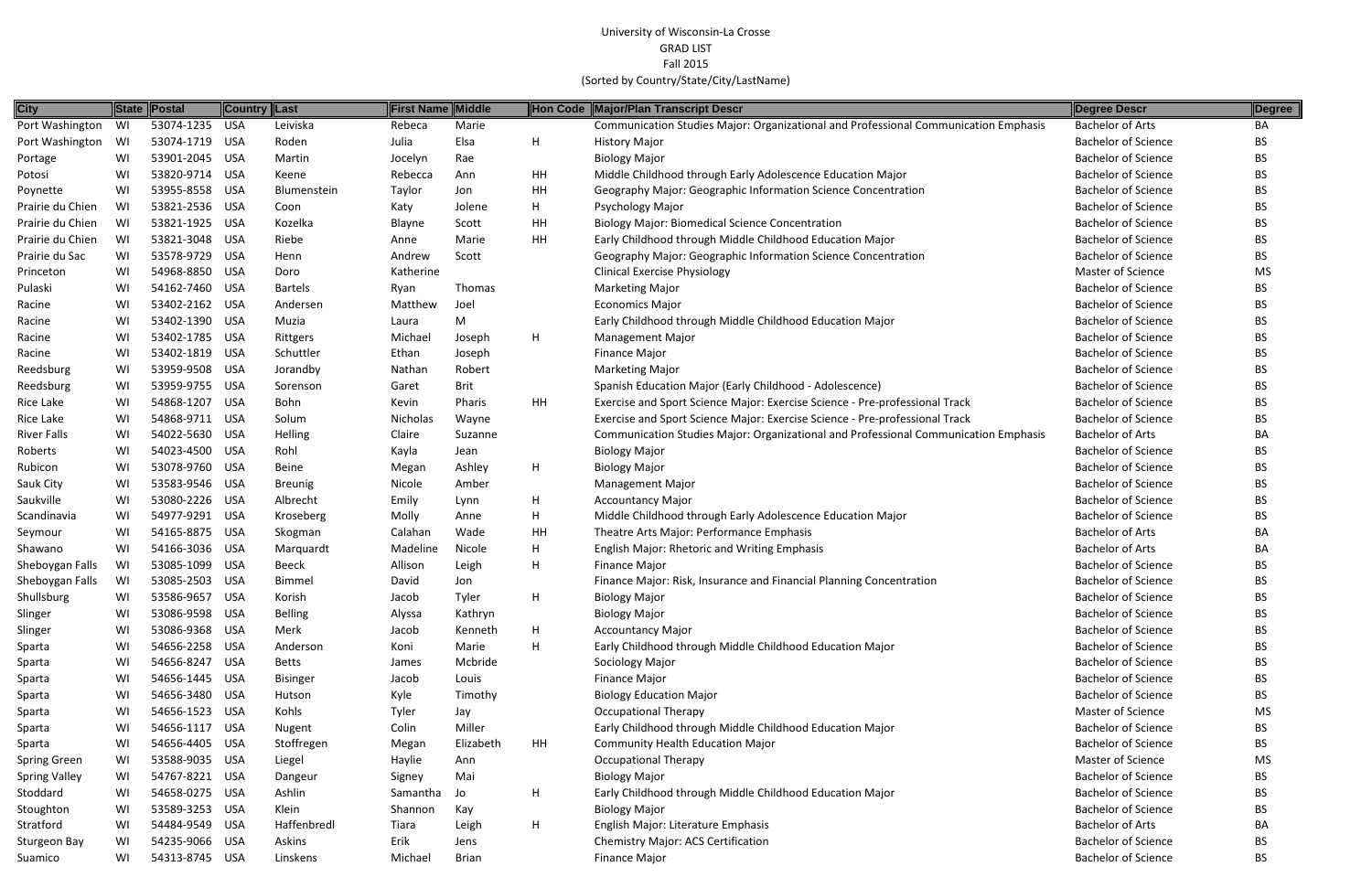University of Wisconsin-La Crosse
GRAD LIST
Fall 2015
(Sorted by Country/State/City/LastName)

| City | State | Postal | Country | Last | First Name | Middle | Hon Code | Major/Plan Transcript Descr | Degree Descr | Degree |
|---|---|---|---|---|---|---|---|---|---|---|
| Port Washington | WI | 53074-1235 | USA | Leiviska | Rebeca | Marie | | Communication Studies Major: Organizational and Professional Communication Emphasis | Bachelor of Arts | BA |
| Port Washington | WI | 53074-1719 | USA | Roden | Julia | Elsa | H | History Major | Bachelor of Science | BS |
| Portage | WI | 53901-2045 | USA | Martin | Jocelyn | Rae | | Biology Major | Bachelor of Science | BS |
| Potosi | WI | 53820-9714 | USA | Keene | Rebecca | Ann | HH | Middle Childhood through Early Adolescence Education Major | Bachelor of Science | BS |
| Poynette | WI | 53955-8558 | USA | Blumenstein | Taylor | Jon | HH | Geography Major: Geographic Information Science Concentration | Bachelor of Science | BS |
| Prairie du Chien | WI | 53821-2536 | USA | Coon | Katy | Jolene | H | Psychology Major | Bachelor of Science | BS |
| Prairie du Chien | WI | 53821-1925 | USA | Kozelka | Blayne | Scott | HH | Biology Major: Biomedical Science Concentration | Bachelor of Science | BS |
| Prairie du Chien | WI | 53821-3048 | USA | Riebe | Anne | Marie | HH | Early Childhood through Middle Childhood Education Major | Bachelor of Science | BS |
| Prairie du Sac | WI | 53578-9729 | USA | Henn | Andrew | Scott | | Geography Major: Geographic Information Science Concentration | Bachelor of Science | BS |
| Princeton | WI | 54968-8850 | USA | Doro | Katherine | | | Clinical Exercise Physiology | Master of Science | MS |
| Pulaski | WI | 54162-7460 | USA | Bartels | Ryan | Thomas | | Marketing Major | Bachelor of Science | BS |
| Racine | WI | 53402-2162 | USA | Andersen | Matthew | Joel | | Economics Major | Bachelor of Science | BS |
| Racine | WI | 53402-1390 | USA | Muzia | Laura | M | | Early Childhood through Middle Childhood Education Major | Bachelor of Science | BS |
| Racine | WI | 53402-1785 | USA | Rittgers | Michael | Joseph | H | Management Major | Bachelor of Science | BS |
| Racine | WI | 53402-1819 | USA | Schuttler | Ethan | Joseph | | Finance Major | Bachelor of Science | BS |
| Reedsburg | WI | 53959-9508 | USA | Jorandby | Nathan | Robert | | Marketing Major | Bachelor of Science | BS |
| Reedsburg | WI | 53959-9755 | USA | Sorenson | Garet | Brit | | Spanish Education Major (Early Childhood - Adolescence) | Bachelor of Science | BS |
| Rice Lake | WI | 54868-1207 | USA | Bohn | Kevin | Pharis | HH | Exercise and Sport Science Major: Exercise Science - Pre-professional Track | Bachelor of Science | BS |
| Rice Lake | WI | 54868-9711 | USA | Solum | Nicholas | Wayne | | Exercise and Sport Science Major: Exercise Science - Pre-professional Track | Bachelor of Science | BS |
| River Falls | WI | 54022-5630 | USA | Helling | Claire | Suzanne | | Communication Studies Major: Organizational and Professional Communication Emphasis | Bachelor of Arts | BA |
| Roberts | WI | 54023-4500 | USA | Rohl | Kayla | Jean | | Biology Major | Bachelor of Science | BS |
| Rubicon | WI | 53078-9760 | USA | Beine | Megan | Ashley | H | Biology Major | Bachelor of Science | BS |
| Sauk City | WI | 53583-9546 | USA | Breunig | Nicole | Amber | | Management Major | Bachelor of Science | BS |
| Saukville | WI | 53080-2226 | USA | Albrecht | Emily | Lynn | H | Accountancy Major | Bachelor of Science | BS |
| Scandinavia | WI | 54977-9291 | USA | Kroseberg | Molly | Anne | H | Middle Childhood through Early Adolescence Education Major | Bachelor of Science | BS |
| Seymour | WI | 54165-8875 | USA | Skogman | Calahan | Wade | HH | Theatre Arts Major: Performance Emphasis | Bachelor of Arts | BA |
| Shawano | WI | 54166-3036 | USA | Marquardt | Madeline | Nicole | H | English Major: Rhetoric and Writing Emphasis | Bachelor of Arts | BA |
| Sheboygan Falls | WI | 53085-1099 | USA | Beeck | Allison | Leigh | H | Finance Major | Bachelor of Science | BS |
| Sheboygan Falls | WI | 53085-2503 | USA | Bimmel | David | Jon | | Finance Major: Risk, Insurance and Financial Planning Concentration | Bachelor of Science | BS |
| Shullsburg | WI | 53586-9657 | USA | Korish | Jacob | Tyler | H | Biology Major | Bachelor of Science | BS |
| Slinger | WI | 53086-9598 | USA | Belling | Alyssa | Kathryn | | Biology Major | Bachelor of Science | BS |
| Slinger | WI | 53086-9368 | USA | Merk | Jacob | Kenneth | H | Accountancy Major | Bachelor of Science | BS |
| Sparta | WI | 54656-2258 | USA | Anderson | Koni | Marie | H | Early Childhood through Middle Childhood Education Major | Bachelor of Science | BS |
| Sparta | WI | 54656-8247 | USA | Betts | James | Mcbride | | Sociology Major | Bachelor of Science | BS |
| Sparta | WI | 54656-1445 | USA | Bisinger | Jacob | Louis | | Finance Major | Bachelor of Science | BS |
| Sparta | WI | 54656-3480 | USA | Hutson | Kyle | Timothy | | Biology Education Major | Bachelor of Science | BS |
| Sparta | WI | 54656-1523 | USA | Kohls | Tyler | Jay | | Occupational Therapy | Master of Science | MS |
| Sparta | WI | 54656-1117 | USA | Nugent | Colin | Miller | | Early Childhood through Middle Childhood Education Major | Bachelor of Science | BS |
| Sparta | WI | 54656-4405 | USA | Stoffregen | Megan | Elizabeth | HH | Community Health Education Major | Bachelor of Science | BS |
| Spring Green | WI | 53588-9035 | USA | Liegel | Haylie | Ann | | Occupational Therapy | Master of Science | MS |
| Spring Valley | WI | 54767-8221 | USA | Dangeur | Signey | Mai | | Biology Major | Bachelor of Science | BS |
| Stoddard | WI | 54658-0275 | USA | Ashlin | Samantha | Jo | H | Early Childhood through Middle Childhood Education Major | Bachelor of Science | BS |
| Stoughton | WI | 53589-3253 | USA | Klein | Shannon | Kay | | Biology Major | Bachelor of Science | BS |
| Stratford | WI | 54484-9549 | USA | Haffenbredl | Tiara | Leigh | H | English Major: Literature Emphasis | Bachelor of Arts | BA |
| Sturgeon Bay | WI | 54235-9066 | USA | Askins | Erik | Jens | | Chemistry Major: ACS Certification | Bachelor of Science | BS |
| Suamico | WI | 54313-8745 | USA | Linskens | Michael | Brian | | Finance Major | Bachelor of Science | BS |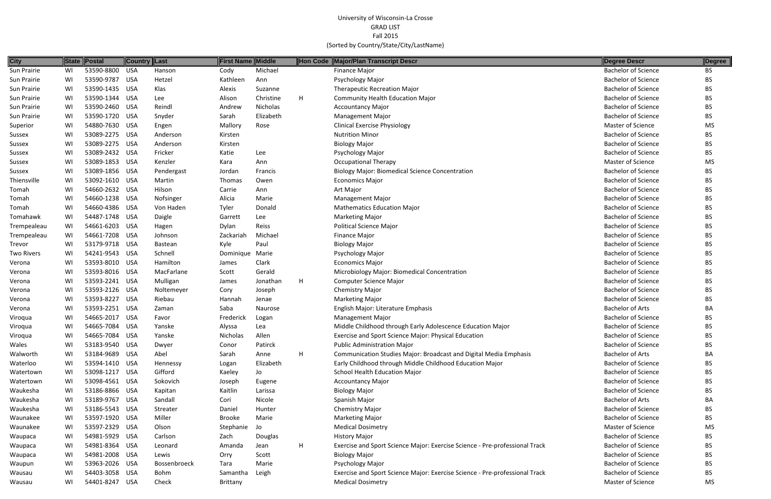University of Wisconsin-La Crosse
GRAD LIST
Fall 2015
(Sorted by Country/State/City/LastName)

| City | State | Postal | Country | Last | First Name | Middle | Hon Code | Major/Plan Transcript Descr | Degree Descr | Degree |
|---|---|---|---|---|---|---|---|---|---|---|
| Sun Prairie | WI | 53590-8800 | USA | Hanson | Cody | Michael | | Finance Major | Bachelor of Science | BS |
| Sun Prairie | WI | 53590-9787 | USA | Hetzel | Kathleen | Ann | | Psychology Major | Bachelor of Science | BS |
| Sun Prairie | WI | 53590-1435 | USA | Klas | Alexis | Suzanne | | Therapeutic Recreation Major | Bachelor of Science | BS |
| Sun Prairie | WI | 53590-1344 | USA | Lee | Alison | Christine | H | Community Health Education Major | Bachelor of Science | BS |
| Sun Prairie | WI | 53590-2460 | USA | Reindl | Andrew | Nicholas | | Accountancy Major | Bachelor of Science | BS |
| Sun Prairie | WI | 53590-1720 | USA | Snyder | Sarah | Elizabeth | | Management Major | Bachelor of Science | BS |
| Superior | WI | 54880-7630 | USA | Engen | Mallory | Rose | | Clinical Exercise Physiology | Master of Science | MS |
| Sussex | WI | 53089-2275 | USA | Anderson | Kirsten | | | Nutrition Minor | Bachelor of Science | BS |
| Sussex | WI | 53089-2275 | USA | Anderson | Kirsten | | | Biology Major | Bachelor of Science | BS |
| Sussex | WI | 53089-2432 | USA | Fricker | Katie | Lee | | Psychology Major | Bachelor of Science | BS |
| Sussex | WI | 53089-1853 | USA | Kenzler | Kara | Ann | | Occupational Therapy | Master of Science | MS |
| Sussex | WI | 53089-1856 | USA | Pendergast | Jordan | Francis | | Biology Major: Biomedical Science Concentration | Bachelor of Science | BS |
| Thiensville | WI | 53092-1610 | USA | Martin | Thomas | Owen | | Economics Major | Bachelor of Science | BS |
| Tomah | WI | 54660-2632 | USA | Hilson | Carrie | Ann | | Art Major | Bachelor of Science | BS |
| Tomah | WI | 54660-1238 | USA | Nofsinger | Alicia | Marie | | Management Major | Bachelor of Science | BS |
| Tomah | WI | 54660-4386 | USA | Von Haden | Tyler | Donald | | Mathematics Education Major | Bachelor of Science | BS |
| Tomahawk | WI | 54487-1748 | USA | Daigle | Garrett | Lee | | Marketing Major | Bachelor of Science | BS |
| Trempealeau | WI | 54661-6203 | USA | Hagen | Dylan | Reiss | | Political Science Major | Bachelor of Science | BS |
| Trempealeau | WI | 54661-7208 | USA | Johnson | Zackariah | Michael | | Finance Major | Bachelor of Science | BS |
| Trevor | WI | 53179-9718 | USA | Bastean | Kyle | Paul | | Biology Major | Bachelor of Science | BS |
| Two Rivers | WI | 54241-9543 | USA | Schnell | Dominique | Marie | | Psychology Major | Bachelor of Science | BS |
| Verona | WI | 53593-8010 | USA | Hamilton | James | Clark | | Economics Major | Bachelor of Science | BS |
| Verona | WI | 53593-8016 | USA | MacFarlane | Scott | Gerald | | Microbiology Major: Biomedical Concentration | Bachelor of Science | BS |
| Verona | WI | 53593-2241 | USA | Mulligan | James | Jonathan | H | Computer Science Major | Bachelor of Science | BS |
| Verona | WI | 53593-2126 | USA | Noltemeyer | Cory | Joseph | | Chemistry Major | Bachelor of Science | BS |
| Verona | WI | 53593-8227 | USA | Riebau | Hannah | Jenae | | Marketing Major | Bachelor of Science | BS |
| Verona | WI | 53593-2251 | USA | Zaman | Saba | Naurose | | English Major: Literature Emphasis | Bachelor of Arts | BA |
| Viroqua | WI | 54665-2017 | USA | Favor | Frederick | Logan | | Management Major | Bachelor of Science | BS |
| Viroqua | WI | 54665-7084 | USA | Yanske | Alyssa | Lea | | Middle Childhood through Early Adolescence Education Major | Bachelor of Science | BS |
| Viroqua | WI | 54665-7084 | USA | Yanske | Nicholas | Allen | | Exercise and Sport Science Major: Physical Education | Bachelor of Science | BS |
| Wales | WI | 53183-9540 | USA | Dwyer | Conor | Patirck | | Public Administration Major | Bachelor of Science | BS |
| Walworth | WI | 53184-9689 | USA | Abel | Sarah | Anne | H | Communication Studies Major: Broadcast and Digital Media Emphasis | Bachelor of Arts | BA |
| Waterloo | WI | 53594-1410 | USA | Hennessy | Logan | Elizabeth | | Early Childhood through Middle Childhood Education Major | Bachelor of Science | BS |
| Watertown | WI | 53098-1217 | USA | Gifford | Kaeley | Jo | | School Health Education Major | Bachelor of Science | BS |
| Watertown | WI | 53098-4561 | USA | Sokovich | Joseph | Eugene | | Accountancy Major | Bachelor of Science | BS |
| Waukesha | WI | 53186-8866 | USA | Kapitan | Kaitlin | Larissa | | Biology Major | Bachelor of Science | BS |
| Waukesha | WI | 53189-9767 | USA | Sandall | Cori | Nicole | | Spanish Major | Bachelor of Arts | BA |
| Waukesha | WI | 53186-5543 | USA | Streater | Daniel | Hunter | | Chemistry Major | Bachelor of Science | BS |
| Waunakee | WI | 53597-1920 | USA | Miller | Brooke | Marie | | Marketing Major | Bachelor of Science | BS |
| Waunakee | WI | 53597-2329 | USA | Olson | Stephanie | Jo | | Medical Dosimetry | Master of Science | MS |
| Waupaca | WI | 54981-5929 | USA | Carlson | Zach | Douglas | | History Major | Bachelor of Science | BS |
| Waupaca | WI | 54981-8364 | USA | Leonard | Amanda | Jean | H | Exercise and Sport Science Major: Exercise Science - Pre-professional Track | Bachelor of Science | BS |
| Waupaca | WI | 54981-2008 | USA | Lewis | Orry | Scott | | Biology Major | Bachelor of Science | BS |
| Waupun | WI | 53963-2026 | USA | Bossenbroeck | Tara | Marie | | Psychology Major | Bachelor of Science | BS |
| Wausau | WI | 54403-3058 | USA | Bohm | Samantha | Leigh | | Exercise and Sport Science Major: Exercise Science - Pre-professional Track | Bachelor of Science | BS |
| Wausau | WI | 54401-8247 | USA | Check | Brittany | | | Medical Dosimetry | Master of Science | MS |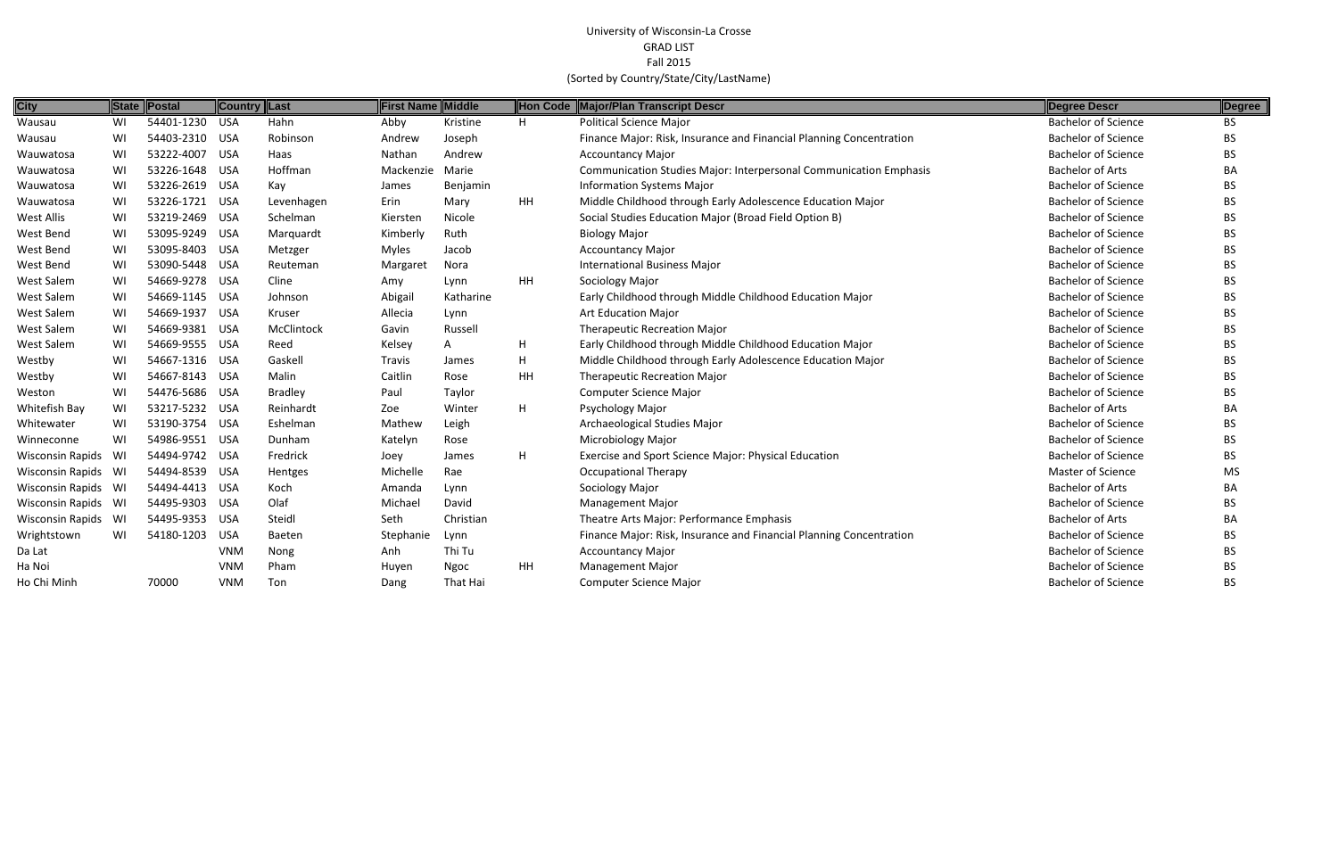University of Wisconsin-La Crosse
GRAD LIST
Fall 2015
(Sorted by Country/State/City/LastName)

| City | State | Postal | Country | Last | First Name | Middle | Hon Code | Major/Plan Transcript Descr | Degree Descr | Degree |
|---|---|---|---|---|---|---|---|---|---|---|
| Wausau | WI | 54401-1230 | USA | Hahn | Abby | Kristine | H | Political Science Major | Bachelor of Science | BS |
| Wausau | WI | 54403-2310 | USA | Robinson | Andrew | Joseph | | Finance Major: Risk, Insurance and Financial Planning Concentration | Bachelor of Science | BS |
| Wauwatosa | WI | 53222-4007 | USA | Haas | Nathan | Andrew | | Accountancy Major | Bachelor of Science | BS |
| Wauwatosa | WI | 53226-1648 | USA | Hoffman | Mackenzie | Marie | | Communication Studies Major: Interpersonal Communication Emphasis | Bachelor of Arts | BA |
| Wauwatosa | WI | 53226-2619 | USA | Kay | James | Benjamin | | Information Systems Major | Bachelor of Science | BS |
| Wauwatosa | WI | 53226-1721 | USA | Levenhagen | Erin | Mary | HH | Middle Childhood through Early Adolescence Education Major | Bachelor of Science | BS |
| West Allis | WI | 53219-2469 | USA | Schelman | Kiersten | Nicole | | Social Studies Education Major (Broad Field Option B) | Bachelor of Science | BS |
| West Bend | WI | 53095-9249 | USA | Marquardt | Kimberly | Ruth | | Biology Major | Bachelor of Science | BS |
| West Bend | WI | 53095-8403 | USA | Metzger | Myles | Jacob | | Accountancy Major | Bachelor of Science | BS |
| West Bend | WI | 53090-5448 | USA | Reuteman | Margaret | Nora | | International Business Major | Bachelor of Science | BS |
| West Salem | WI | 54669-9278 | USA | Cline | Amy | Lynn | HH | Sociology Major | Bachelor of Science | BS |
| West Salem | WI | 54669-1145 | USA | Johnson | Abigail | Katharine | | Early Childhood through Middle Childhood Education Major | Bachelor of Science | BS |
| West Salem | WI | 54669-1937 | USA | Kruser | Allecia | Lynn | | Art Education Major | Bachelor of Science | BS |
| West Salem | WI | 54669-9381 | USA | McClintock | Gavin | Russell | | Therapeutic Recreation Major | Bachelor of Science | BS |
| West Salem | WI | 54669-9555 | USA | Reed | Kelsey | A | H | Early Childhood through Middle Childhood Education Major | Bachelor of Science | BS |
| Westby | WI | 54667-1316 | USA | Gaskell | Travis | James | H | Middle Childhood through Early Adolescence Education Major | Bachelor of Science | BS |
| Westby | WI | 54667-8143 | USA | Malin | Caitlin | Rose | HH | Therapeutic Recreation Major | Bachelor of Science | BS |
| Weston | WI | 54476-5686 | USA | Bradley | Paul | Taylor | | Computer Science Major | Bachelor of Science | BS |
| Whitefish Bay | WI | 53217-5232 | USA | Reinhardt | Zoe | Winter | H | Psychology Major | Bachelor of Arts | BA |
| Whitewater | WI | 53190-3754 | USA | Eshelman | Mathew | Leigh | | Archaeological Studies Major | Bachelor of Science | BS |
| Winneconne | WI | 54986-9551 | USA | Dunham | Katelyn | Rose | | Microbiology Major | Bachelor of Science | BS |
| Wisconsin Rapids | WI | 54494-9742 | USA | Fredrick | Joey | James | H | Exercise and Sport Science Major: Physical Education | Bachelor of Science | BS |
| Wisconsin Rapids | WI | 54494-8539 | USA | Hentges | Michelle | Rae | | Occupational Therapy | Master of Science | MS |
| Wisconsin Rapids | WI | 54494-4413 | USA | Koch | Amanda | Lynn | | Sociology Major | Bachelor of Arts | BA |
| Wisconsin Rapids | WI | 54495-9303 | USA | Olaf | Michael | David | | Management Major | Bachelor of Science | BS |
| Wisconsin Rapids | WI | 54495-9353 | USA | Steidl | Seth | Christian | | Theatre Arts Major: Performance Emphasis | Bachelor of Arts | BA |
| Wrightstown | WI | 54180-1203 | USA | Baeten | Stephanie | Lynn | | Finance Major: Risk, Insurance and Financial Planning Concentration | Bachelor of Science | BS |
| Da Lat | | | VNM | Nong | Anh | Thi Tu | | Accountancy Major | Bachelor of Science | BS |
| Ha Noi | | | VNM | Pham | Huyen | Ngoc | HH | Management Major | Bachelor of Science | BS |
| Ho Chi Minh | | 70000 | VNM | Ton | Dang | That Hai | | Computer Science Major | Bachelor of Science | BS |